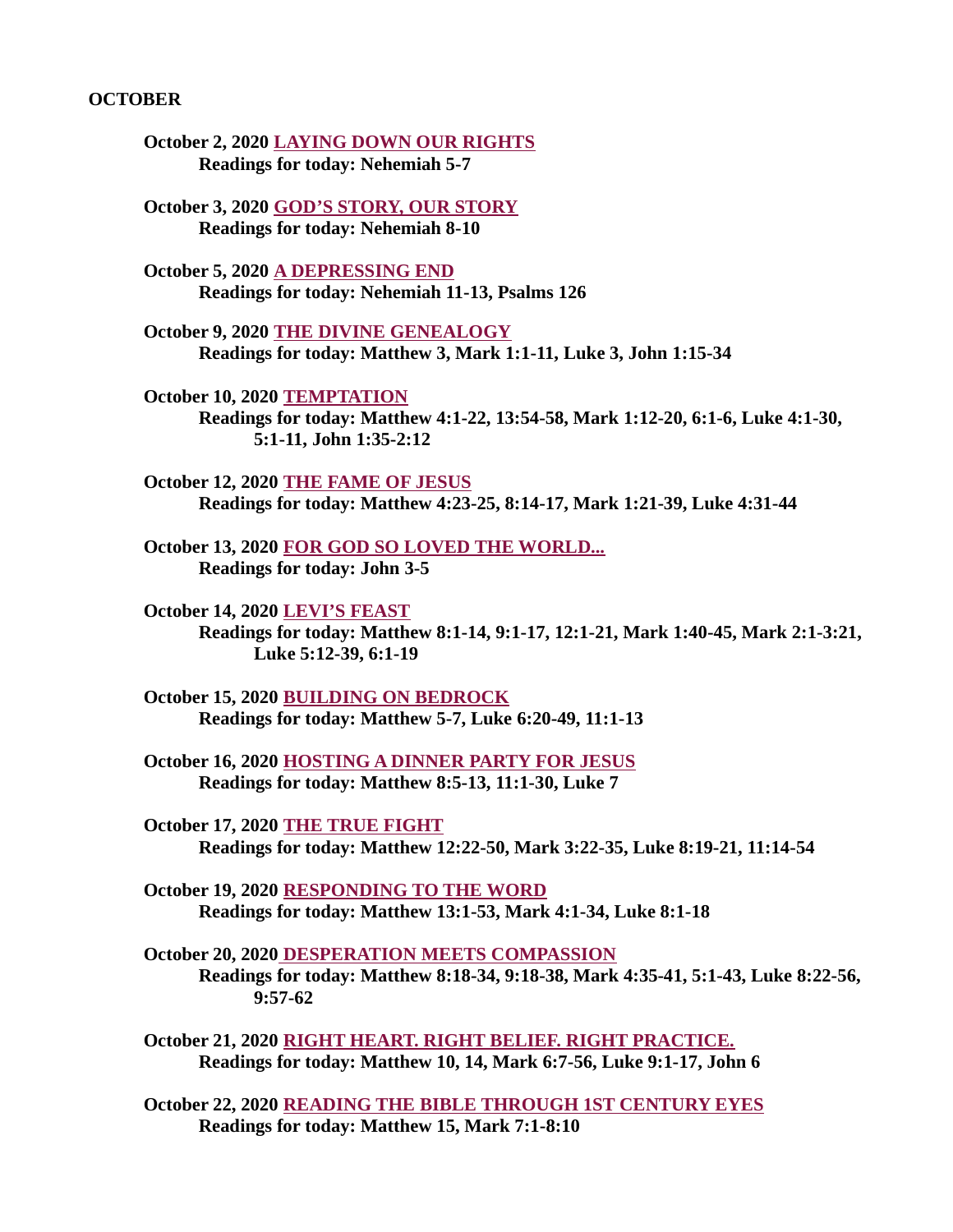**OCTOBER**

**October 2, 2020 LAYING DOWN OUR RIGHTS**
**Readings for today: Nehemiah 5-7**

**October 3, 2020 GOD'S STORY, OUR STORY**
**Readings for today: Nehemiah 8-10**

**October 5, 2020 A DEPRESSING END**
**Readings for today: Nehemiah 11-13, Psalms 126**

**October 9, 2020 THE DIVINE GENEALOGY**
**Readings for today: Matthew 3, Mark 1:1-11, Luke 3, John 1:15-34**

**October 10, 2020 TEMPTATION**
**Readings for today: Matthew 4:1-22, 13:54-58, Mark 1:12-20, 6:1-6, Luke 4:1-30, 5:1-11, John 1:35-2:12**

**October 12, 2020 THE FAME OF JESUS**
**Readings for today: Matthew 4:23-25, 8:14-17, Mark 1:21-39, Luke 4:31-44**

**October 13, 2020 FOR GOD SO LOVED THE WORLD...**
**Readings for today: John 3-5**

**October 14, 2020 LEVI'S FEAST**
**Readings for today: Matthew 8:1-14, 9:1-17, 12:1-21, Mark 1:40-45, Mark 2:1-3:21, Luke 5:12-39, 6:1-19**

**October 15, 2020 BUILDING ON BEDROCK**
**Readings for today: Matthew 5-7, Luke 6:20-49, 11:1-13**

**October 16, 2020 HOSTING A DINNER PARTY FOR JESUS**
**Readings for today: Matthew 8:5-13, 11:1-30, Luke 7**

**October 17, 2020 THE TRUE FIGHT**
**Readings for today: Matthew 12:22-50, Mark 3:22-35, Luke 8:19-21, 11:14-54**

**October 19, 2020 RESPONDING TO THE WORD**
**Readings for today: Matthew 13:1-53, Mark 4:1-34, Luke 8:1-18**

**October 20, 2020 DESPERATION MEETS COMPASSION**
**Readings for today: Matthew 8:18-34, 9:18-38, Mark 4:35-41, 5:1-43, Luke 8:22-56, 9:57-62**

**October 21, 2020 RIGHT HEART. RIGHT BELIEF. RIGHT PRACTICE.**
**Readings for today: Matthew 10, 14, Mark 6:7-56, Luke 9:1-17, John 6**

**October 22, 2020 READING THE BIBLE THROUGH 1ST CENTURY EYES**
**Readings for today: Matthew 15, Mark 7:1-8:10**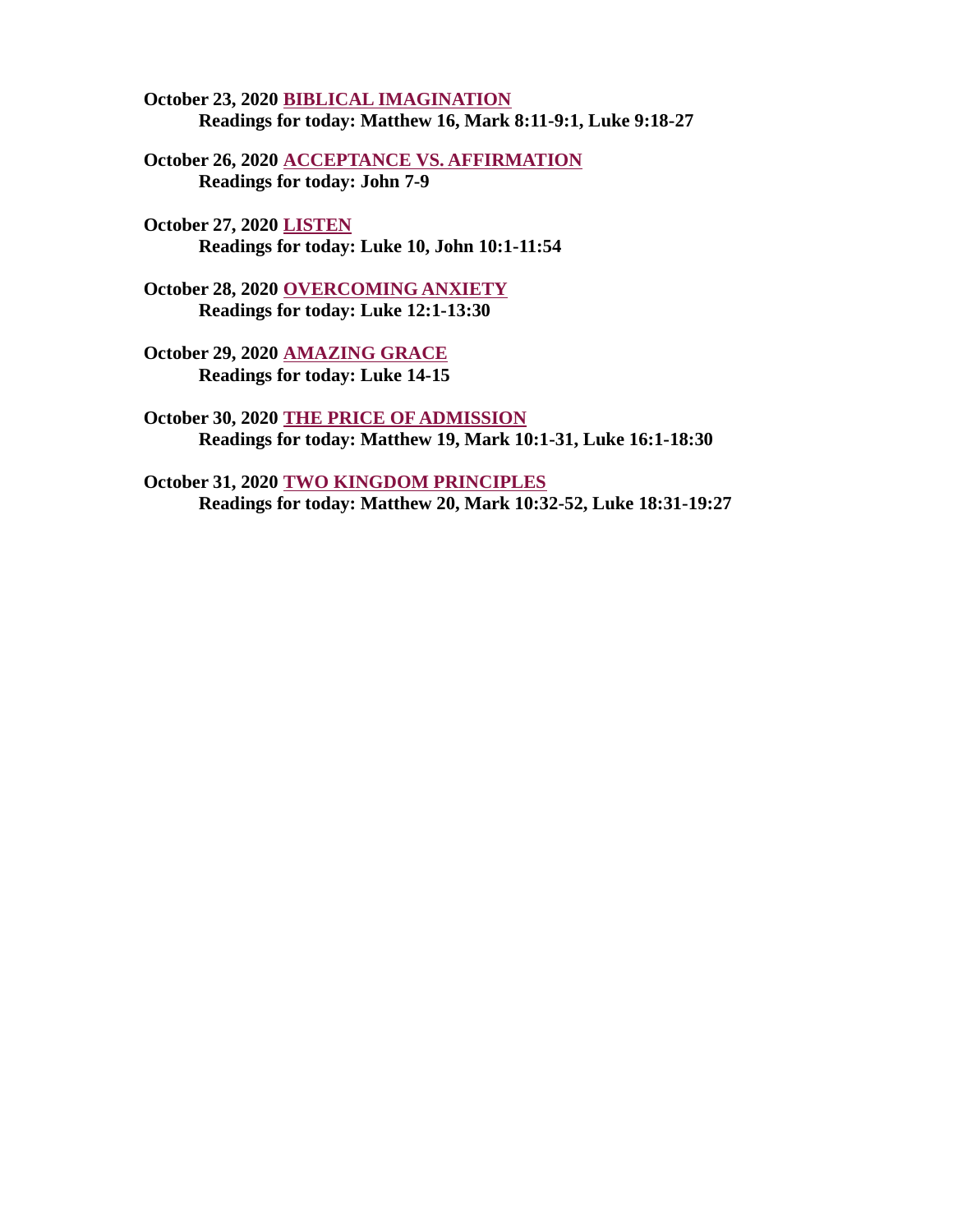**October 23, 2020 BIBLICAL IMAGINATION**
**Readings for today: Matthew 16, Mark 8:11-9:1, Luke 9:18-27**

**October 26, 2020 ACCEPTANCE VS. AFFIRMATION**
**Readings for today: John 7-9**

**October 27, 2020 LISTEN**
**Readings for today: Luke 10, John 10:1-11:54**

**October 28, 2020 OVERCOMING ANXIETY**
**Readings for today: Luke 12:1-13:30**

**October 29, 2020 AMAZING GRACE**
**Readings for today: Luke 14-15**

**October 30, 2020 THE PRICE OF ADMISSION**
**Readings for today: Matthew 19, Mark 10:1-31, Luke 16:1-18:30**

**October 31, 2020 TWO KINGDOM PRINCIPLES**
**Readings for today: Matthew 20, Mark 10:32-52, Luke 18:31-19:27**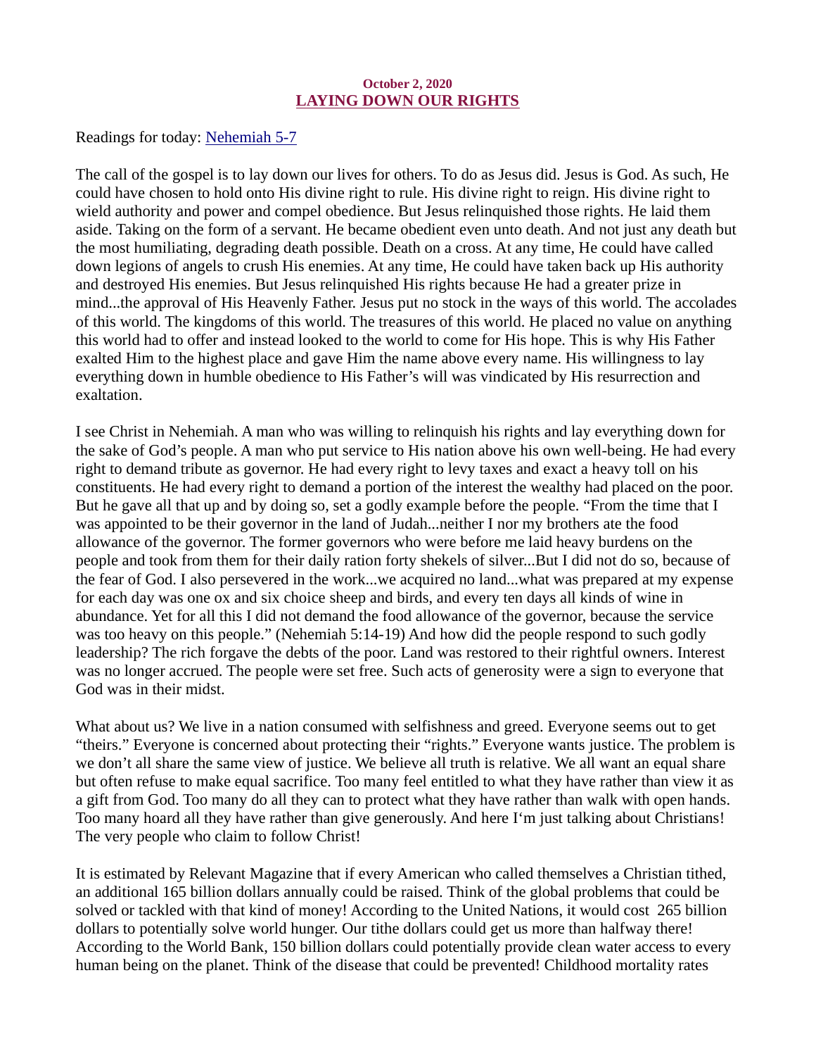**October 2, 2020**

## LAYING DOWN OUR RIGHTS

Readings for today: [Nehemiah 5-7]

The call of the gospel is to lay down our lives for others. To do as Jesus did. Jesus is God. As such, He could have chosen to hold onto His divine right to rule. His divine right to reign. His divine right to wield authority and power and compel obedience. But Jesus relinquished those rights. He laid them aside. Taking on the form of a servant. He became obedient even unto death. And not just any death but the most humiliating, degrading death possible. Death on a cross. At any time, He could have called down legions of angels to crush His enemies. At any time, He could have taken back up His authority and destroyed His enemies. But Jesus relinquished His rights because He had a greater prize in mind...the approval of His Heavenly Father. Jesus put no stock in the ways of this world. The accolades of this world. The kingdoms of this world. The treasures of this world. He placed no value on anything this world had to offer and instead looked to the world to come for His hope. This is why His Father exalted Him to the highest place and gave Him the name above every name. His willingness to lay everything down in humble obedience to His Father's will was vindicated by His resurrection and exaltation.

I see Christ in Nehemiah. A man who was willing to relinquish his rights and lay everything down for the sake of God's people. A man who put service to His nation above his own well-being. He had every right to demand tribute as governor. He had every right to levy taxes and exact a heavy toll on his constituents. He had every right to demand a portion of the interest the wealthy had placed on the poor. But he gave all that up and by doing so, set a godly example before the people. "From the time that I was appointed to be their governor in the land of Judah...neither I nor my brothers ate the food allowance of the governor. The former governors who were before me laid heavy burdens on the people and took from them for their daily ration forty shekels of silver...But I did not do so, because of the fear of God. I also persevered in the work...we acquired no land...what was prepared at my expense for each day was one ox and six choice sheep and birds, and every ten days all kinds of wine in abundance. Yet for all this I did not demand the food allowance of the governor, because the service was too heavy on this people." (Nehemiah 5:14-19) And how did the people respond to such godly leadership? The rich forgave the debts of the poor. Land was restored to their rightful owners. Interest was no longer accrued. The people were set free. Such acts of generosity were a sign to everyone that God was in their midst.

What about us? We live in a nation consumed with selfishness and greed. Everyone seems out to get "theirs." Everyone is concerned about protecting their "rights." Everyone wants justice. The problem is we don't all share the same view of justice. We believe all truth is relative. We all want an equal share but often refuse to make equal sacrifice. Too many feel entitled to what they have rather than view it as a gift from God. Too many do all they can to protect what they have rather than walk with open hands. Too many hoard all they have rather than give generously. And here I'm just talking about Christians! The very people who claim to follow Christ!

It is estimated by Relevant Magazine that if every American who called themselves a Christian tithed, an additional 165 billion dollars annually could be raised. Think of the global problems that could be solved or tackled with that kind of money! According to the United Nations, it would cost 265 billion dollars to potentially solve world hunger. Our tithe dollars could get us more than halfway there! According to the World Bank, 150 billion dollars could potentially provide clean water access to every human being on the planet. Think of the disease that could be prevented! Childhood mortality rates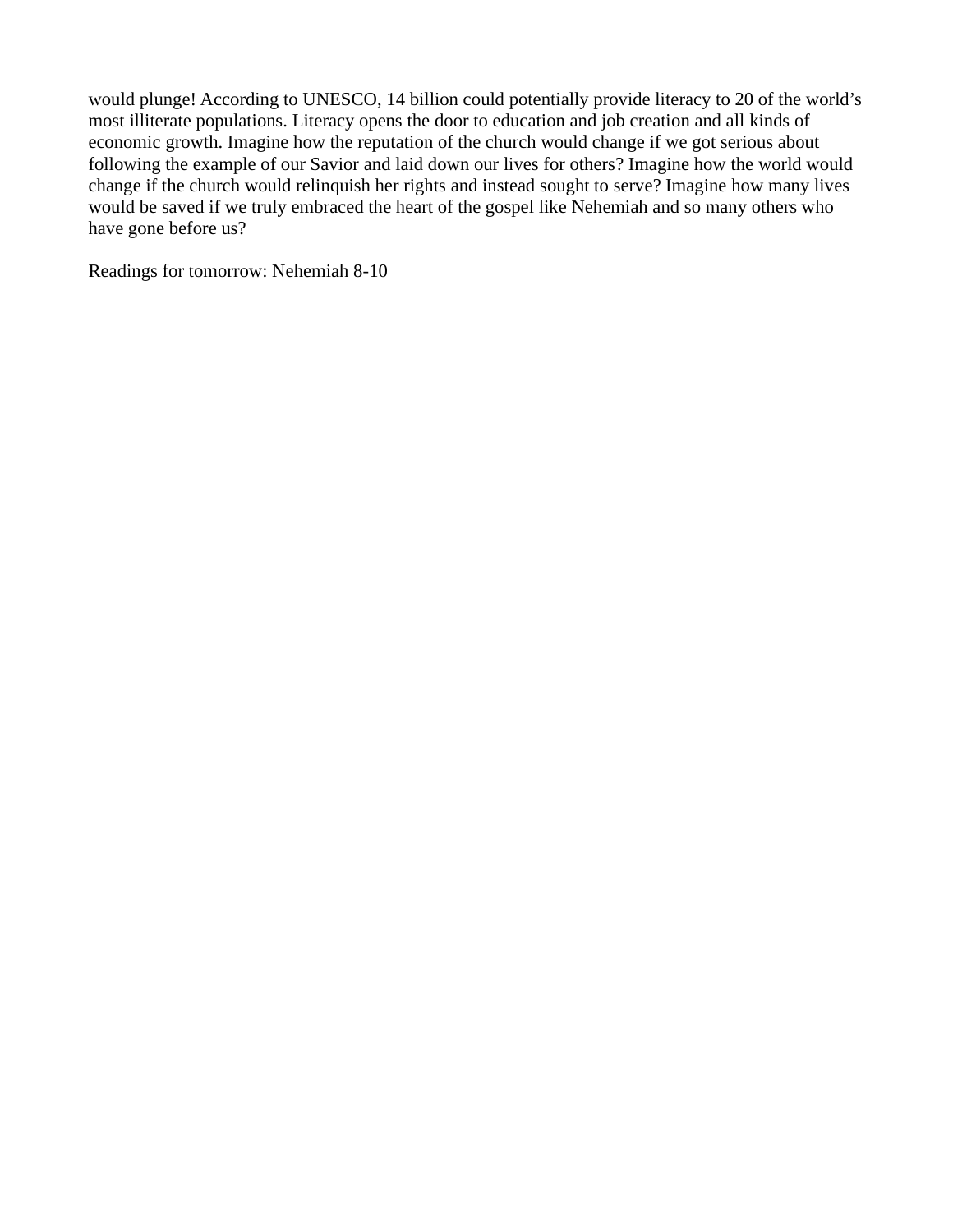would plunge! According to UNESCO, 14 billion could potentially provide literacy to 20 of the world's most illiterate populations. Literacy opens the door to education and job creation and all kinds of economic growth. Imagine how the reputation of the church would change if we got serious about following the example of our Savior and laid down our lives for others? Imagine how the world would change if the church would relinquish her rights and instead sought to serve? Imagine how many lives would be saved if we truly embraced the heart of the gospel like Nehemiah and so many others who have gone before us?

Readings for tomorrow: Nehemiah 8-10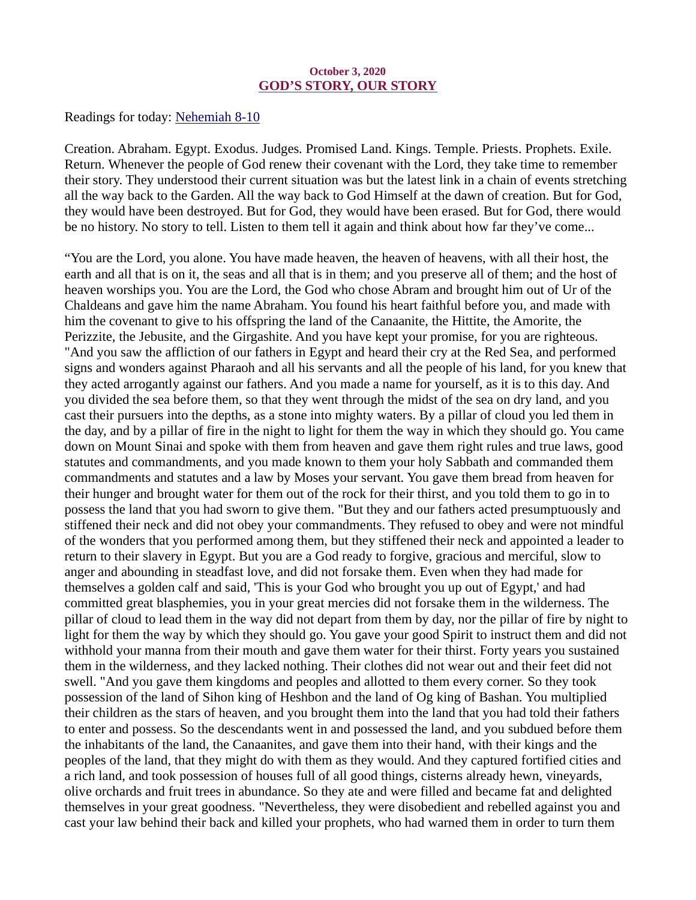**October 3, 2020**

## GOD'S STORY, OUR STORY

Readings for today: [Nehemiah 8-10]

Creation. Abraham. Egypt. Exodus. Judges. Promised Land. Kings. Temple. Priests. Prophets. Exile. Return. Whenever the people of God renew their covenant with the Lord, they take time to remember their story. They understood their current situation was but the latest link in a chain of events stretching all the way back to the Garden. All the way back to God Himself at the dawn of creation. But for God, they would have been destroyed. But for God, they would have been erased. But for God, there would be no history. No story to tell. Listen to them tell it again and think about how far they've come...

"You are the Lord, you alone. You have made heaven, the heaven of heavens, with all their host, the earth and all that is on it, the seas and all that is in them; and you preserve all of them; and the host of heaven worships you. You are the Lord, the God who chose Abram and brought him out of Ur of the Chaldeans and gave him the name Abraham. You found his heart faithful before you, and made with him the covenant to give to his offspring the land of the Canaanite, the Hittite, the Amorite, the Perizzite, the Jebusite, and the Girgashite. And you have kept your promise, for you are righteous. "And you saw the affliction of our fathers in Egypt and heard their cry at the Red Sea, and performed signs and wonders against Pharaoh and all his servants and all the people of his land, for you knew that they acted arrogantly against our fathers. And you made a name for yourself, as it is to this day. And you divided the sea before them, so that they went through the midst of the sea on dry land, and you cast their pursuers into the depths, as a stone into mighty waters. By a pillar of cloud you led them in the day, and by a pillar of fire in the night to light for them the way in which they should go. You came down on Mount Sinai and spoke with them from heaven and gave them right rules and true laws, good statutes and commandments, and you made known to them your holy Sabbath and commanded them commandments and statutes and a law by Moses your servant. You gave them bread from heaven for their hunger and brought water for them out of the rock for their thirst, and you told them to go in to possess the land that you had sworn to give them. "But they and our fathers acted presumptuously and stiffened their neck and did not obey your commandments. They refused to obey and were not mindful of the wonders that you performed among them, but they stiffened their neck and appointed a leader to return to their slavery in Egypt. But you are a God ready to forgive, gracious and merciful, slow to anger and abounding in steadfast love, and did not forsake them. Even when they had made for themselves a golden calf and said, 'This is your God who brought you up out of Egypt,' and had committed great blasphemies, you in your great mercies did not forsake them in the wilderness. The pillar of cloud to lead them in the way did not depart from them by day, nor the pillar of fire by night to light for them the way by which they should go. You gave your good Spirit to instruct them and did not withhold your manna from their mouth and gave them water for their thirst. Forty years you sustained them in the wilderness, and they lacked nothing. Their clothes did not wear out and their feet did not swell. "And you gave them kingdoms and peoples and allotted to them every corner. So they took possession of the land of Sihon king of Heshbon and the land of Og king of Bashan. You multiplied their children as the stars of heaven, and you brought them into the land that you had told their fathers to enter and possess. So the descendants went in and possessed the land, and you subdued before them the inhabitants of the land, the Canaanites, and gave them into their hand, with their kings and the peoples of the land, that they might do with them as they would. And they captured fortified cities and a rich land, and took possession of houses full of all good things, cisterns already hewn, vineyards, olive orchards and fruit trees in abundance. So they ate and were filled and became fat and delighted themselves in your great goodness. "Nevertheless, they were disobedient and rebelled against you and cast your law behind their back and killed your prophets, who had warned them in order to turn them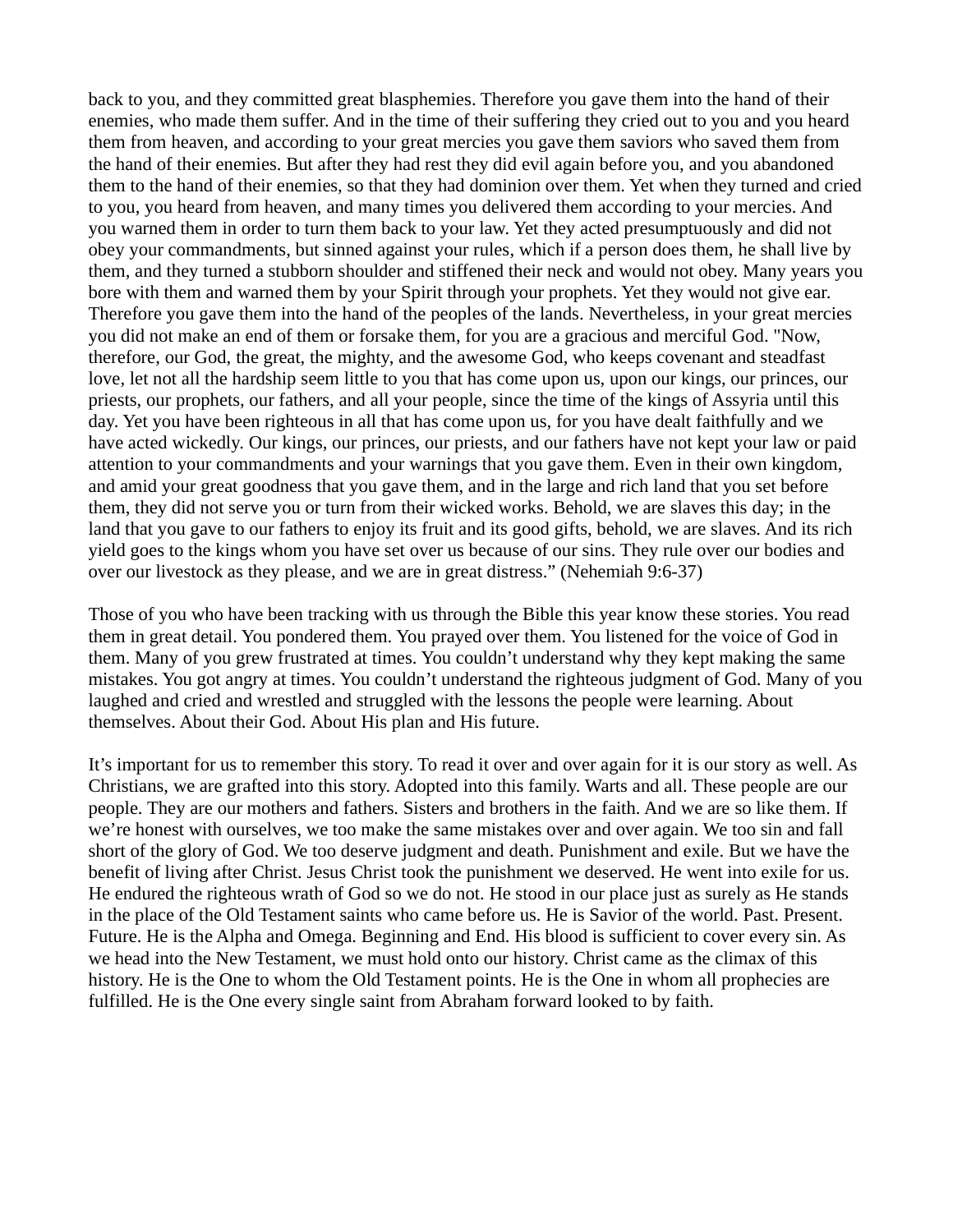back to you, and they committed great blasphemies. Therefore you gave them into the hand of their enemies, who made them suffer. And in the time of their suffering they cried out to you and you heard them from heaven, and according to your great mercies you gave them saviors who saved them from the hand of their enemies. But after they had rest they did evil again before you, and you abandoned them to the hand of their enemies, so that they had dominion over them. Yet when they turned and cried to you, you heard from heaven, and many times you delivered them according to your mercies. And you warned them in order to turn them back to your law. Yet they acted presumptuously and did not obey your commandments, but sinned against your rules, which if a person does them, he shall live by them, and they turned a stubborn shoulder and stiffened their neck and would not obey. Many years you bore with them and warned them by your Spirit through your prophets. Yet they would not give ear. Therefore you gave them into the hand of the peoples of the lands. Nevertheless, in your great mercies you did not make an end of them or forsake them, for you are a gracious and merciful God. "Now, therefore, our God, the great, the mighty, and the awesome God, who keeps covenant and steadfast love, let not all the hardship seem little to you that has come upon us, upon our kings, our princes, our priests, our prophets, our fathers, and all your people, since the time of the kings of Assyria until this day. Yet you have been righteous in all that has come upon us, for you have dealt faithfully and we have acted wickedly. Our kings, our princes, our priests, and our fathers have not kept your law or paid attention to your commandments and your warnings that you gave them. Even in their own kingdom, and amid your great goodness that you gave them, and in the large and rich land that you set before them, they did not serve you or turn from their wicked works. Behold, we are slaves this day; in the land that you gave to our fathers to enjoy its fruit and its good gifts, behold, we are slaves. And its rich yield goes to the kings whom you have set over us because of our sins. They rule over our bodies and over our livestock as they please, and we are in great distress." (Nehemiah 9:6-37)

Those of you who have been tracking with us through the Bible this year know these stories. You read them in great detail. You pondered them. You prayed over them. You listened for the voice of God in them. Many of you grew frustrated at times. You couldn't understand why they kept making the same mistakes. You got angry at times. You couldn't understand the righteous judgment of God. Many of you laughed and cried and wrestled and struggled with the lessons the people were learning. About themselves. About their God. About His plan and His future.

It's important for us to remember this story. To read it over and over again for it is our story as well. As Christians, we are grafted into this story. Adopted into this family. Warts and all. These people are our people. They are our mothers and fathers. Sisters and brothers in the faith. And we are so like them. If we're honest with ourselves, we too make the same mistakes over and over again. We too sin and fall short of the glory of God. We too deserve judgment and death. Punishment and exile. But we have the benefit of living after Christ. Jesus Christ took the punishment we deserved. He went into exile for us. He endured the righteous wrath of God so we do not. He stood in our place just as surely as He stands in the place of the Old Testament saints who came before us. He is Savior of the world. Past. Present. Future. He is the Alpha and Omega. Beginning and End. His blood is sufficient to cover every sin. As we head into the New Testament, we must hold onto our history. Christ came as the climax of this history. He is the One to whom the Old Testament points. He is the One in whom all prophecies are fulfilled. He is the One every single saint from Abraham forward looked to by faith.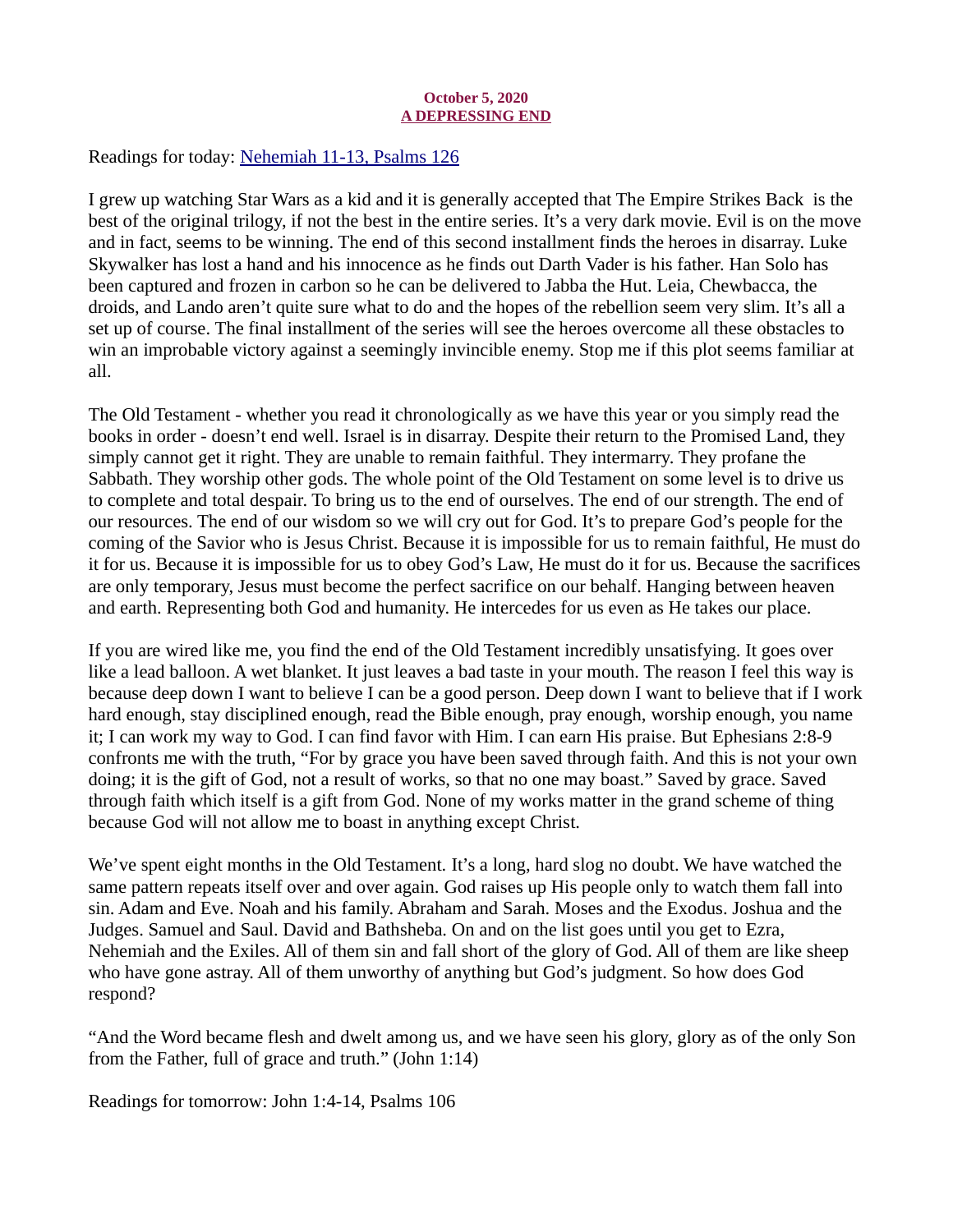**October 5, 2020**
**A DEPRESSING END**

Readings for today: [Nehemiah 11-13, Psalms 126]()

I grew up watching Star Wars as a kid and it is generally accepted that The Empire Strikes Back is the best of the original trilogy, if not the best in the entire series. It's a very dark movie. Evil is on the move and in fact, seems to be winning. The end of this second installment finds the heroes in disarray. Luke Skywalker has lost a hand and his innocence as he finds out Darth Vader is his father. Han Solo has been captured and frozen in carbon so he can be delivered to Jabba the Hut. Leia, Chewbacca, the droids, and Lando aren't quite sure what to do and the hopes of the rebellion seem very slim. It's all a set up of course. The final installment of the series will see the heroes overcome all these obstacles to win an improbable victory against a seemingly invincible enemy. Stop me if this plot seems familiar at all.

The Old Testament - whether you read it chronologically as we have this year or you simply read the books in order - doesn't end well. Israel is in disarray. Despite their return to the Promised Land, they simply cannot get it right. They are unable to remain faithful. They intermarry. They profane the Sabbath. They worship other gods. The whole point of the Old Testament on some level is to drive us to complete and total despair. To bring us to the end of ourselves. The end of our strength. The end of our resources. The end of our wisdom so we will cry out for God. It's to prepare God's people for the coming of the Savior who is Jesus Christ. Because it is impossible for us to remain faithful, He must do it for us. Because it is impossible for us to obey God's Law, He must do it for us. Because the sacrifices are only temporary, Jesus must become the perfect sacrifice on our behalf. Hanging between heaven and earth. Representing both God and humanity. He intercedes for us even as He takes our place.

If you are wired like me, you find the end of the Old Testament incredibly unsatisfying. It goes over like a lead balloon. A wet blanket. It just leaves a bad taste in your mouth. The reason I feel this way is because deep down I want to believe I can be a good person. Deep down I want to believe that if I work hard enough, stay disciplined enough, read the Bible enough, pray enough, worship enough, you name it; I can work my way to God. I can find favor with Him. I can earn His praise. But Ephesians 2:8-9 confronts me with the truth, "For by grace you have been saved through faith. And this is not your own doing; it is the gift of God, not a result of works, so that no one may boast." Saved by grace. Saved through faith which itself is a gift from God. None of my works matter in the grand scheme of thing because God will not allow me to boast in anything except Christ.

We've spent eight months in the Old Testament. It's a long, hard slog no doubt. We have watched the same pattern repeats itself over and over again. God raises up His people only to watch them fall into sin. Adam and Eve. Noah and his family. Abraham and Sarah. Moses and the Exodus. Joshua and the Judges. Samuel and Saul. David and Bathsheba. On and on the list goes until you get to Ezra, Nehemiah and the Exiles. All of them sin and fall short of the glory of God. All of them are like sheep who have gone astray. All of them unworthy of anything but God's judgment. So how does God respond?

"And the Word became flesh and dwelt among us, and we have seen his glory, glory as of the only Son from the Father, full of grace and truth." (John 1:14)

Readings for tomorrow: John 1:4-14, Psalms 106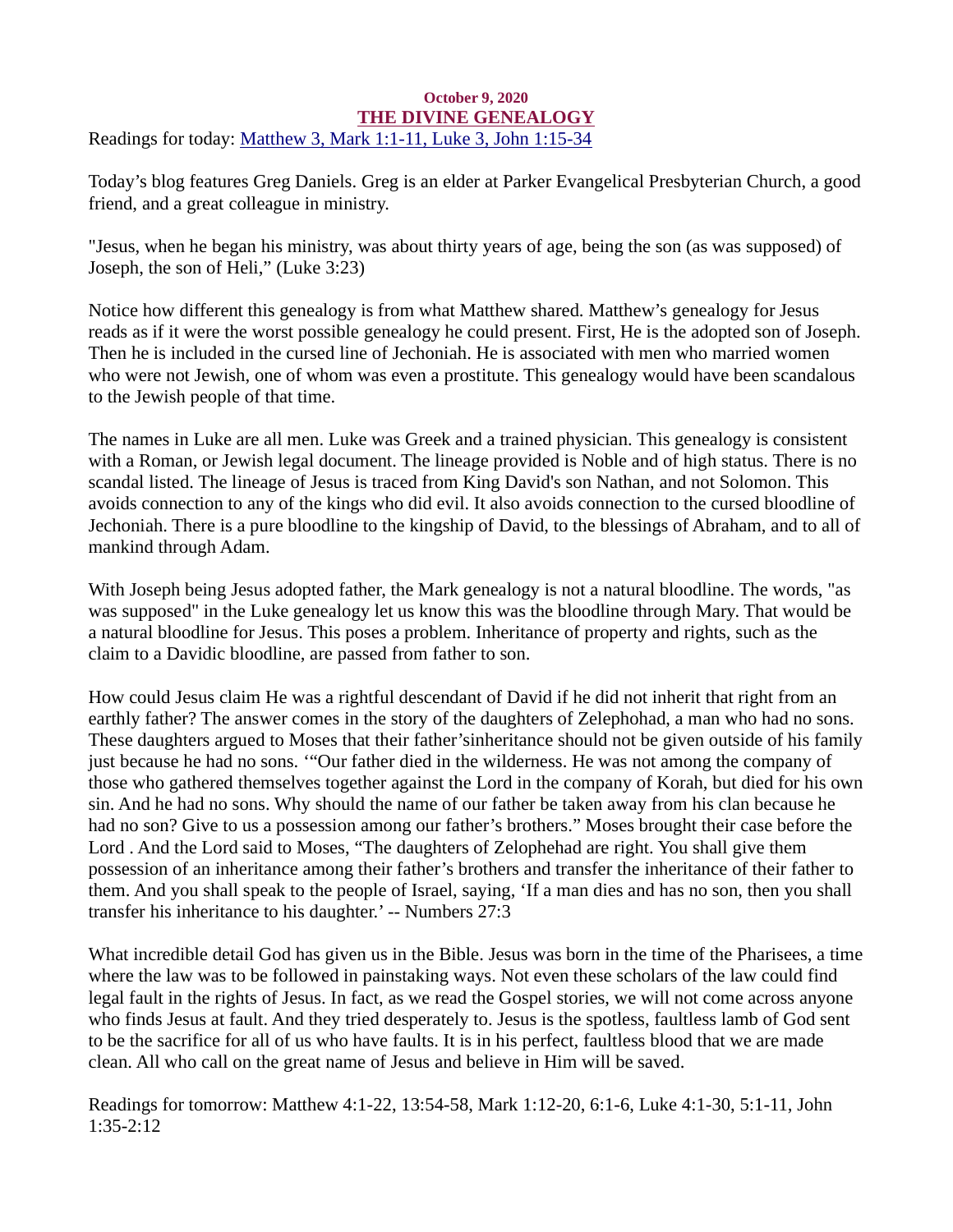**October 9, 2020**

## THE DIVINE GENEALOGY

Readings for today: [Matthew 3, Mark 1:1-11, Luke 3, John 1:15-34]

Today's blog features Greg Daniels. Greg is an elder at Parker Evangelical Presbyterian Church, a good friend, and a great colleague in ministry.

"Jesus, when he began his ministry, was about thirty years of age, being the son (as was supposed) of Joseph, the son of Heli," (Luke 3:23)

Notice how different this genealogy is from what Matthew shared. Matthew's genealogy for Jesus reads as if it were the worst possible genealogy he could present. First, He is the adopted son of Joseph. Then he is included in the cursed line of Jechoniah. He is associated with men who married women who were not Jewish, one of whom was even a prostitute. This genealogy would have been scandalous to the Jewish people of that time.

The names in Luke are all men. Luke was Greek and a trained physician. This genealogy is consistent with a Roman, or Jewish legal document. The lineage provided is Noble and of high status. There is no scandal listed. The lineage of Jesus is traced from King David's son Nathan, and not Solomon. This avoids connection to any of the kings who did evil. It also avoids connection to the cursed bloodline of Jechoniah. There is a pure bloodline to the kingship of David, to the blessings of Abraham, and to all of mankind through Adam.

With Joseph being Jesus adopted father, the Mark genealogy is not a natural bloodline. The words, "as was supposed" in the Luke genealogy let us know this was the bloodline through Mary. That would be a natural bloodline for Jesus. This poses a problem. Inheritance of property and rights, such as the claim to a Davidic bloodline, are passed from father to son.

How could Jesus claim He was a rightful descendant of David if he did not inherit that right from an earthly father? The answer comes in the story of the daughters of Zelephohad, a man who had no sons. These daughters argued to Moses that their father'sinheritance should not be given outside of his family just because he had no sons. '"Our father died in the wilderness. He was not among the company of those who gathered themselves together against the Lord in the company of Korah, but died for his own sin. And he had no sons. Why should the name of our father be taken away from his clan because he had no son? Give to us a possession among our father's brothers." Moses brought their case before the Lord . And the Lord said to Moses, "The daughters of Zelophehad are right. You shall give them possession of an inheritance among their father's brothers and transfer the inheritance of their father to them. And you shall speak to the people of Israel, saying, 'If a man dies and has no son, then you shall transfer his inheritance to his daughter.' -- Numbers 27:3

What incredible detail God has given us in the Bible. Jesus was born in the time of the Pharisees, a time where the law was to be followed in painstaking ways. Not even these scholars of the law could find legal fault in the rights of Jesus. In fact, as we read the Gospel stories, we will not come across anyone who finds Jesus at fault. And they tried desperately to. Jesus is the spotless, faultless lamb of God sent to be the sacrifice for all of us who have faults. It is in his perfect, faultless blood that we are made clean. All who call on the great name of Jesus and believe in Him will be saved.

Readings for tomorrow: Matthew 4:1-22, 13:54-58, Mark 1:12-20, 6:1-6, Luke 4:1-30, 5:1-11, John 1:35-2:12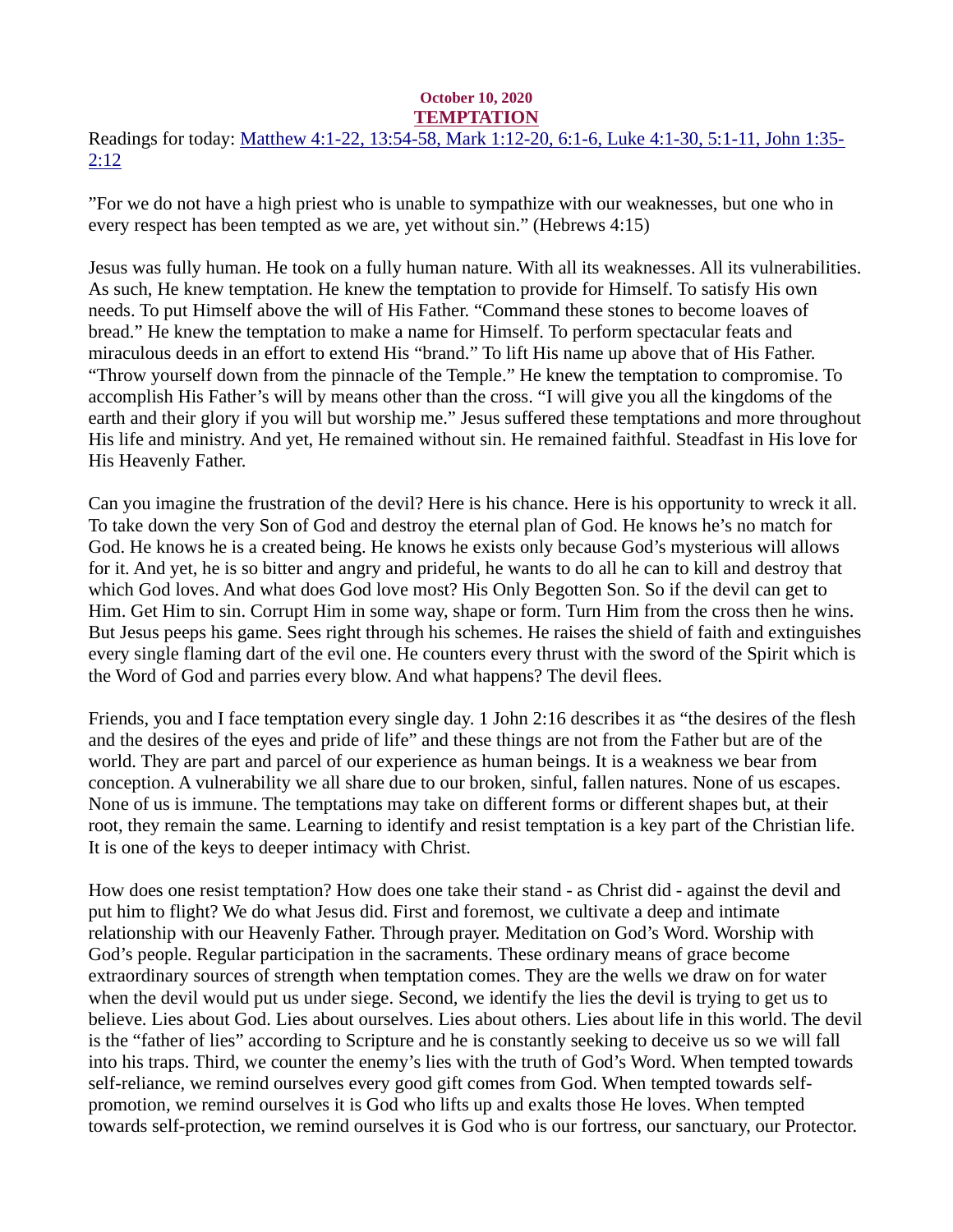October 10, 2020

# TEMPTATION

Readings for today: [Matthew 4:1-22, 13:54-58, Mark 1:12-20, 6:1-6, Luke 4:1-30, 5:1-11, John 1:35-2:12]()

"For we do not have a high priest who is unable to sympathize with our weaknesses, but one who in every respect has been tempted as we are, yet without sin." (Hebrews 4:15)

Jesus was fully human. He took on a fully human nature. With all its weaknesses. All its vulnerabilities. As such, He knew temptation. He knew the temptation to provide for Himself. To satisfy His own needs. To put Himself above the will of His Father. "Command these stones to become loaves of bread." He knew the temptation to make a name for Himself. To perform spectacular feats and miraculous deeds in an effort to extend His "brand." To lift His name up above that of His Father. "Throw yourself down from the pinnacle of the Temple." He knew the temptation to compromise. To accomplish His Father's will by means other than the cross. "I will give you all the kingdoms of the earth and their glory if you will but worship me." Jesus suffered these temptations and more throughout His life and ministry. And yet, He remained without sin. He remained faithful. Steadfast in His love for His Heavenly Father.

Can you imagine the frustration of the devil? Here is his chance. Here is his opportunity to wreck it all. To take down the very Son of God and destroy the eternal plan of God. He knows he's no match for God. He knows he is a created being. He knows he exists only because God's mysterious will allows for it. And yet, he is so bitter and angry and prideful, he wants to do all he can to kill and destroy that which God loves. And what does God love most? His Only Begotten Son. So if the devil can get to Him. Get Him to sin. Corrupt Him in some way, shape or form. Turn Him from the cross then he wins. But Jesus peeps his game. Sees right through his schemes. He raises the shield of faith and extinguishes every single flaming dart of the evil one. He counters every thrust with the sword of the Spirit which is the Word of God and parries every blow. And what happens? The devil flees.

Friends, you and I face temptation every single day. 1 John 2:16 describes it as "the desires of the flesh and the desires of the eyes and pride of life" and these things are not from the Father but are of the world. They are part and parcel of our experience as human beings. It is a weakness we bear from conception. A vulnerability we all share due to our broken, sinful, fallen natures. None of us escapes. None of us is immune. The temptations may take on different forms or different shapes but, at their root, they remain the same. Learning to identify and resist temptation is a key part of the Christian life. It is one of the keys to deeper intimacy with Christ.

How does one resist temptation? How does one take their stand - as Christ did - against the devil and put him to flight? We do what Jesus did. First and foremost, we cultivate a deep and intimate relationship with our Heavenly Father. Through prayer. Meditation on God's Word. Worship with God's people. Regular participation in the sacraments. These ordinary means of grace become extraordinary sources of strength when temptation comes. They are the wells we draw on for water when the devil would put us under siege. Second, we identify the lies the devil is trying to get us to believe. Lies about God. Lies about ourselves. Lies about others. Lies about life in this world. The devil is the "father of lies" according to Scripture and he is constantly seeking to deceive us so we will fall into his traps. Third, we counter the enemy's lies with the truth of God's Word. When tempted towards self-reliance, we remind ourselves every good gift comes from God. When tempted towards self-promotion, we remind ourselves it is God who lifts up and exalts those He loves. When tempted towards self-protection, we remind ourselves it is God who is our fortress, our sanctuary, our Protector.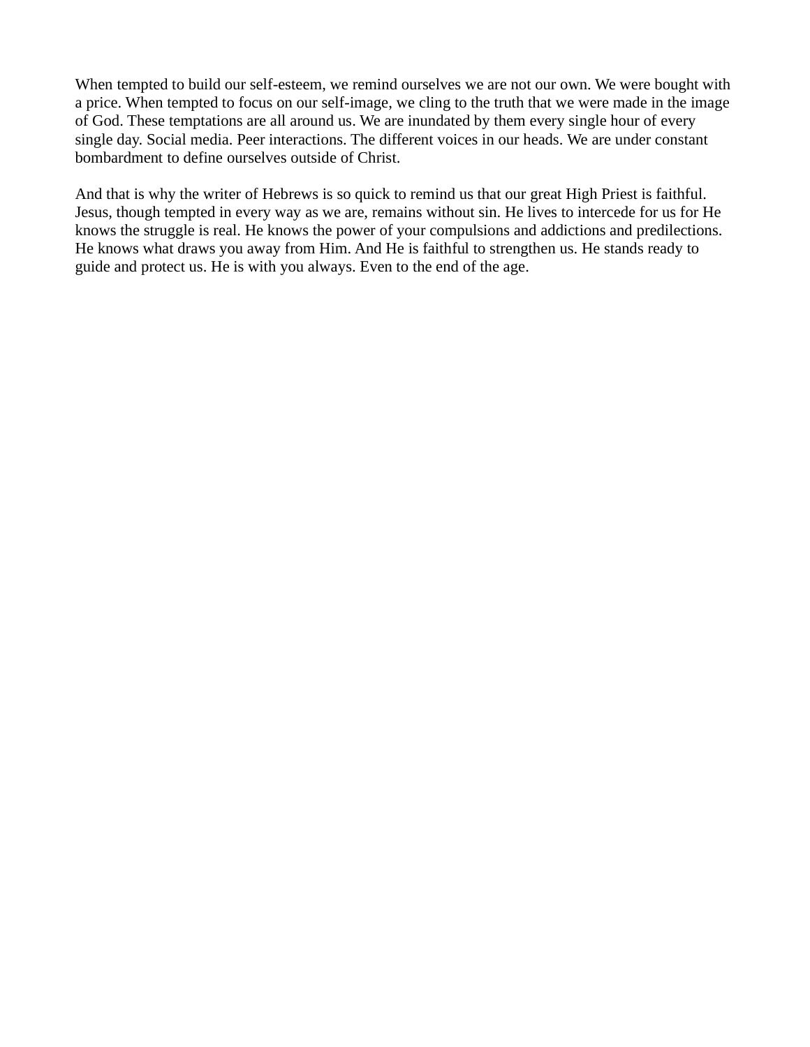When tempted to build our self-esteem, we remind ourselves we are not our own. We were bought with a price. When tempted to focus on our self-image, we cling to the truth that we were made in the image of God. These temptations are all around us. We are inundated by them every single hour of every single day. Social media. Peer interactions. The different voices in our heads. We are under constant bombardment to define ourselves outside of Christ.

And that is why the writer of Hebrews is so quick to remind us that our great High Priest is faithful. Jesus, though tempted in every way as we are, remains without sin. He lives to intercede for us for He knows the struggle is real. He knows the power of your compulsions and addictions and predilections. He knows what draws you away from Him. And He is faithful to strengthen us. He stands ready to guide and protect us. He is with you always. Even to the end of the age.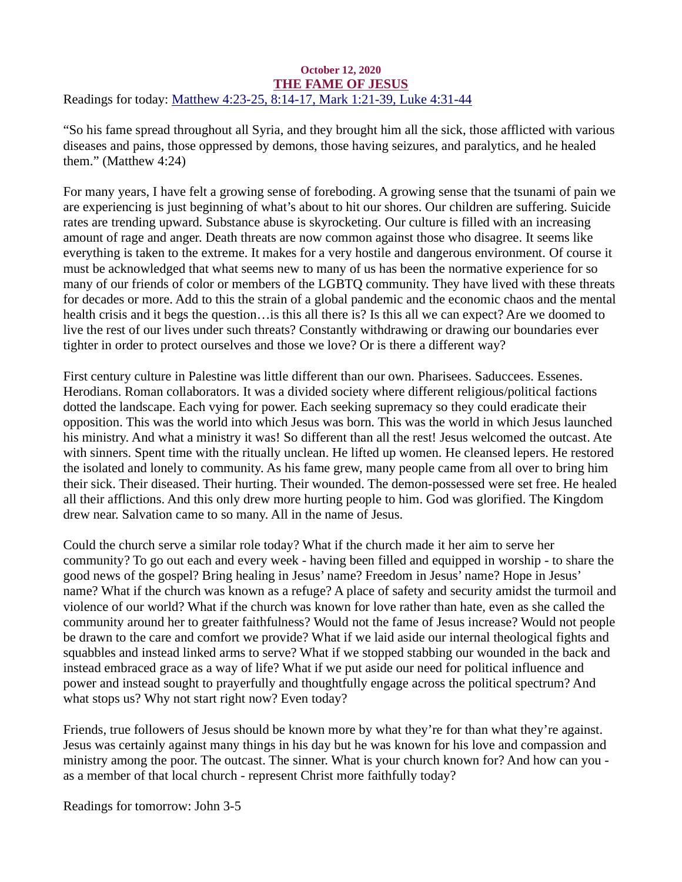**October 12, 2020**

## THE FAME OF JESUS

Readings for today: Matthew 4:23-25, 8:14-17, Mark 1:21-39, Luke 4:31-44

"So his fame spread throughout all Syria, and they brought him all the sick, those afflicted with various diseases and pains, those oppressed by demons, those having seizures, and paralytics, and he healed them." (Matthew 4:24)

For many years, I have felt a growing sense of foreboding. A growing sense that the tsunami of pain we are experiencing is just beginning of what's about to hit our shores. Our children are suffering. Suicide rates are trending upward. Substance abuse is skyrocketing. Our culture is filled with an increasing amount of rage and anger. Death threats are now common against those who disagree. It seems like everything is taken to the extreme. It makes for a very hostile and dangerous environment. Of course it must be acknowledged that what seems new to many of us has been the normative experience for so many of our friends of color or members of the LGBTQ community. They have lived with these threats for decades or more. Add to this the strain of a global pandemic and the economic chaos and the mental health crisis and it begs the question…is this all there is? Is this all we can expect? Are we doomed to live the rest of our lives under such threats? Constantly withdrawing or drawing our boundaries ever tighter in order to protect ourselves and those we love? Or is there a different way?

First century culture in Palestine was little different than our own. Pharisees. Saduccees. Essenes. Herodians. Roman collaborators. It was a divided society where different religious/political factions dotted the landscape. Each vying for power. Each seeking supremacy so they could eradicate their opposition. This was the world into which Jesus was born. This was the world in which Jesus launched his ministry. And what a ministry it was! So different than all the rest! Jesus welcomed the outcast. Ate with sinners. Spent time with the ritually unclean. He lifted up women. He cleansed lepers. He restored the isolated and lonely to community. As his fame grew, many people came from all over to bring him their sick. Their diseased. Their hurting. Their wounded. The demon-possessed were set free. He healed all their afflictions. And this only drew more hurting people to him. God was glorified. The Kingdom drew near. Salvation came to so many. All in the name of Jesus.

Could the church serve a similar role today? What if the church made it her aim to serve her community? To go out each and every week - having been filled and equipped in worship - to share the good news of the gospel? Bring healing in Jesus' name? Freedom in Jesus' name? Hope in Jesus' name? What if the church was known as a refuge? A place of safety and security amidst the turmoil and violence of our world? What if the church was known for love rather than hate, even as she called the community around her to greater faithfulness? Would not the fame of Jesus increase? Would not people be drawn to the care and comfort we provide? What if we laid aside our internal theological fights and squabbles and instead linked arms to serve? What if we stopped stabbing our wounded in the back and instead embraced grace as a way of life? What if we put aside our need for political influence and power and instead sought to prayerfully and thoughtfully engage across the political spectrum? And what stops us? Why not start right now? Even today?

Friends, true followers of Jesus should be known more by what they're for than what they're against. Jesus was certainly against many things in his day but he was known for his love and compassion and ministry among the poor. The outcast. The sinner. What is your church known for? And how can you - as a member of that local church - represent Christ more faithfully today?

Readings for tomorrow: John 3-5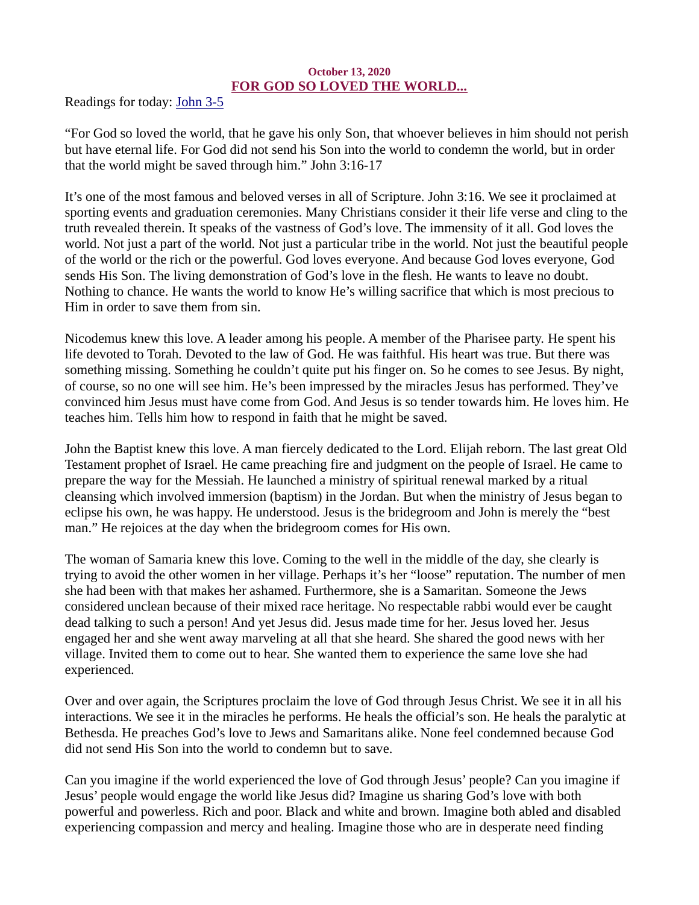October 13, 2020

## FOR GOD SO LOVED THE WORLD...

Readings for today: John 3-5

"For God so loved the world, that he gave his only Son, that whoever believes in him should not perish but have eternal life. For God did not send his Son into the world to condemn the world, but in order that the world might be saved through him." John 3:16-17

It's one of the most famous and beloved verses in all of Scripture. John 3:16. We see it proclaimed at sporting events and graduation ceremonies. Many Christians consider it their life verse and cling to the truth revealed therein. It speaks of the vastness of God's love. The immensity of it all. God loves the world. Not just a part of the world. Not just a particular tribe in the world. Not just the beautiful people of the world or the rich or the powerful. God loves everyone. And because God loves everyone, God sends His Son. The living demonstration of God's love in the flesh. He wants to leave no doubt. Nothing to chance. He wants the world to know He's willing sacrifice that which is most precious to Him in order to save them from sin.

Nicodemus knew this love. A leader among his people. A member of the Pharisee party. He spent his life devoted to Torah. Devoted to the law of God. He was faithful. His heart was true. But there was something missing. Something he couldn't quite put his finger on. So he comes to see Jesus. By night, of course, so no one will see him. He's been impressed by the miracles Jesus has performed. They've convinced him Jesus must have come from God. And Jesus is so tender towards him. He loves him. He teaches him. Tells him how to respond in faith that he might be saved.

John the Baptist knew this love. A man fiercely dedicated to the Lord. Elijah reborn. The last great Old Testament prophet of Israel. He came preaching fire and judgment on the people of Israel. He came to prepare the way for the Messiah. He launched a ministry of spiritual renewal marked by a ritual cleansing which involved immersion (baptism) in the Jordan. But when the ministry of Jesus began to eclipse his own, he was happy. He understood. Jesus is the bridegroom and John is merely the "best man." He rejoices at the day when the bridegroom comes for His own.

The woman of Samaria knew this love. Coming to the well in the middle of the day, she clearly is trying to avoid the other women in her village. Perhaps it's her "loose" reputation. The number of men she had been with that makes her ashamed. Furthermore, she is a Samaritan. Someone the Jews considered unclean because of their mixed race heritage. No respectable rabbi would ever be caught dead talking to such a person! And yet Jesus did. Jesus made time for her. Jesus loved her. Jesus engaged her and she went away marveling at all that she heard. She shared the good news with her village. Invited them to come out to hear. She wanted them to experience the same love she had experienced.

Over and over again, the Scriptures proclaim the love of God through Jesus Christ. We see it in all his interactions. We see it in the miracles he performs. He heals the official's son. He heals the paralytic at Bethesda. He preaches God's love to Jews and Samaritans alike. None feel condemned because God did not send His Son into the world to condemn but to save.

Can you imagine if the world experienced the love of God through Jesus' people? Can you imagine if Jesus' people would engage the world like Jesus did? Imagine us sharing God's love with both powerful and powerless. Rich and poor. Black and white and brown. Imagine both abled and disabled experiencing compassion and mercy and healing. Imagine those who are in desperate need finding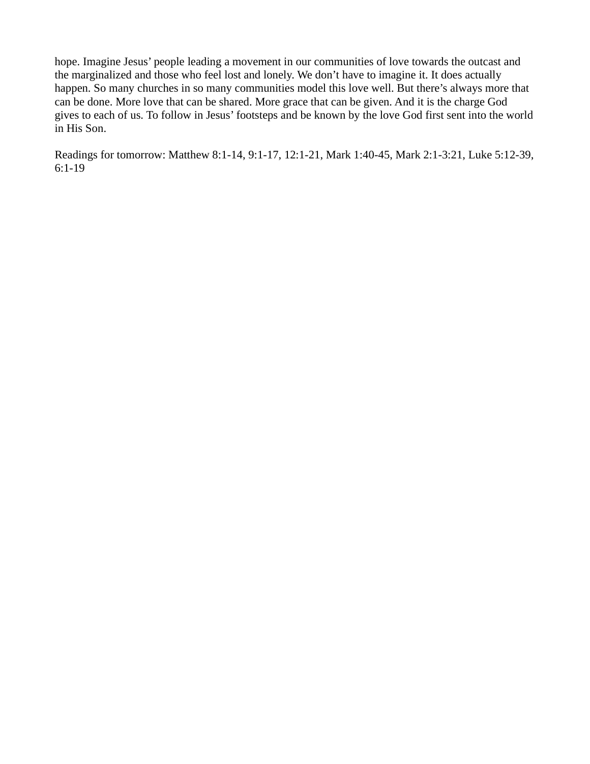hope. Imagine Jesus' people leading a movement in our communities of love towards the outcast and the marginalized and those who feel lost and lonely. We don't have to imagine it. It does actually happen. So many churches in so many communities model this love well. But there's always more that can be done. More love that can be shared. More grace that can be given. And it is the charge God gives to each of us. To follow in Jesus' footsteps and be known by the love God first sent into the world in His Son.

Readings for tomorrow: Matthew 8:1-14, 9:1-17, 12:1-21, Mark 1:40-45, Mark 2:1-3:21, Luke 5:12-39, 6:1-19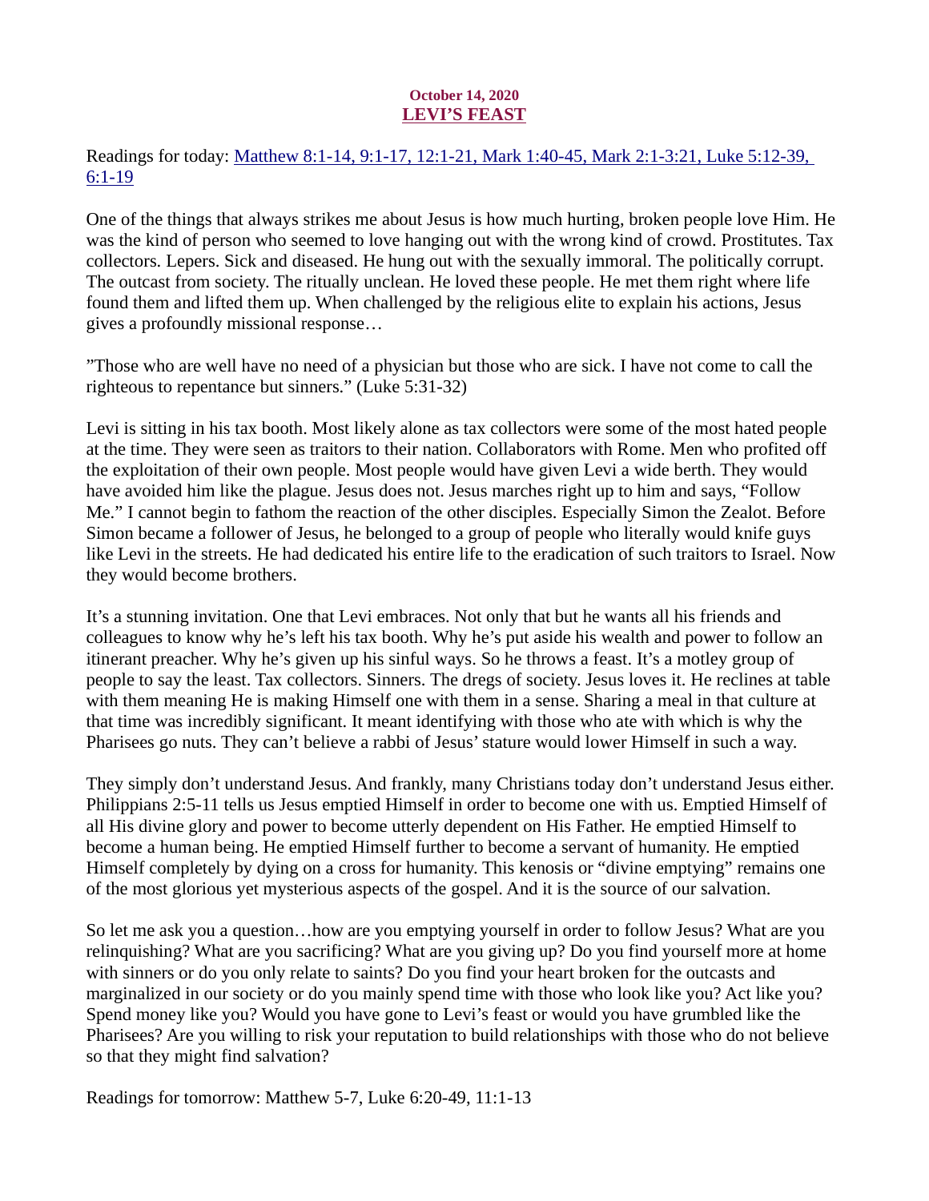**October 14, 2020**

# LEVI'S FEAST

Readings for today: Matthew 8:1-14, 9:1-17, 12:1-21, Mark 1:40-45, Mark 2:1-3:21, Luke 5:12-39, 6:1-19

One of the things that always strikes me about Jesus is how much hurting, broken people love Him. He was the kind of person who seemed to love hanging out with the wrong kind of crowd. Prostitutes. Tax collectors. Lepers. Sick and diseased. He hung out with the sexually immoral. The politically corrupt. The outcast from society. The ritually unclean. He loved these people. He met them right where life found them and lifted them up. When challenged by the religious elite to explain his actions, Jesus gives a profoundly missional response…

"Those who are well have no need of a physician but those who are sick. I have not come to call the righteous to repentance but sinners." (Luke 5:31-32)

Levi is sitting in his tax booth. Most likely alone as tax collectors were some of the most hated people at the time. They were seen as traitors to their nation. Collaborators with Rome. Men who profited off the exploitation of their own people. Most people would have given Levi a wide berth. They would have avoided him like the plague. Jesus does not. Jesus marches right up to him and says, "Follow Me." I cannot begin to fathom the reaction of the other disciples. Especially Simon the Zealot. Before Simon became a follower of Jesus, he belonged to a group of people who literally would knife guys like Levi in the streets. He had dedicated his entire life to the eradication of such traitors to Israel. Now they would become brothers.

It's a stunning invitation. One that Levi embraces. Not only that but he wants all his friends and colleagues to know why he's left his tax booth. Why he's put aside his wealth and power to follow an itinerant preacher. Why he's given up his sinful ways. So he throws a feast. It's a motley group of people to say the least. Tax collectors. Sinners. The dregs of society. Jesus loves it. He reclines at table with them meaning He is making Himself one with them in a sense. Sharing a meal in that culture at that time was incredibly significant. It meant identifying with those who ate with which is why the Pharisees go nuts. They can't believe a rabbi of Jesus' stature would lower Himself in such a way.

They simply don't understand Jesus. And frankly, many Christians today don't understand Jesus either. Philippians 2:5-11 tells us Jesus emptied Himself in order to become one with us. Emptied Himself of all His divine glory and power to become utterly dependent on His Father. He emptied Himself to become a human being. He emptied Himself further to become a servant of humanity. He emptied Himself completely by dying on a cross for humanity. This kenosis or "divine emptying" remains one of the most glorious yet mysterious aspects of the gospel. And it is the source of our salvation.

So let me ask you a question…how are you emptying yourself in order to follow Jesus? What are you relinquishing? What are you sacrificing? What are you giving up? Do you find yourself more at home with sinners or do you only relate to saints? Do you find your heart broken for the outcasts and marginalized in our society or do you mainly spend time with those who look like you? Act like you? Spend money like you? Would you have gone to Levi's feast or would you have grumbled like the Pharisees? Are you willing to risk your reputation to build relationships with those who do not believe so that they might find salvation?

Readings for tomorrow: Matthew 5-7, Luke 6:20-49, 11:1-13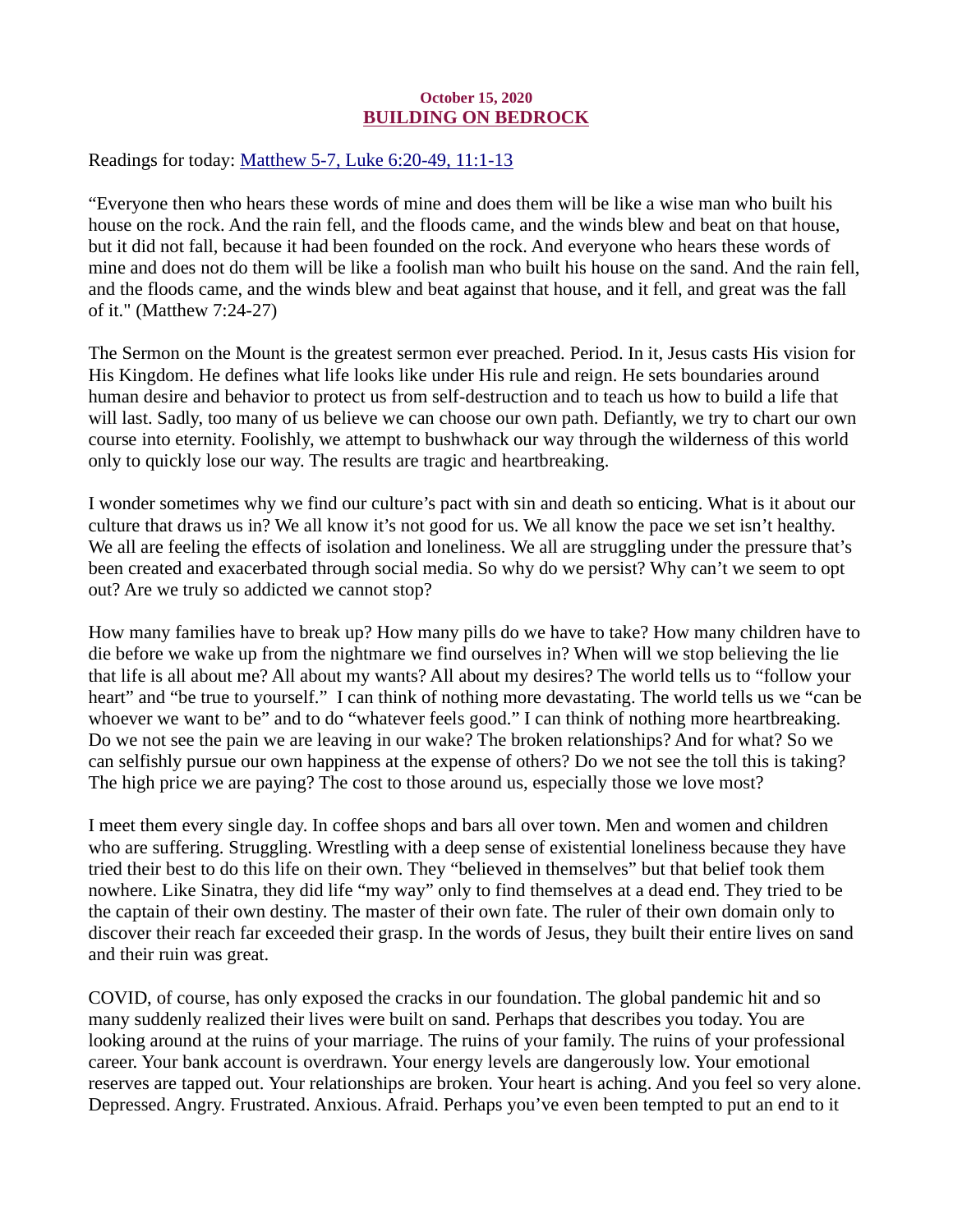**October 15, 2020**

# BUILDING ON BEDROCK

Readings for today: [Matthew 5-7, Luke 6:20-49, 11:1-13]

"Everyone then who hears these words of mine and does them will be like a wise man who built his house on the rock. And the rain fell, and the floods came, and the winds blew and beat on that house, but it did not fall, because it had been founded on the rock. And everyone who hears these words of mine and does not do them will be like a foolish man who built his house on the sand. And the rain fell, and the floods came, and the winds blew and beat against that house, and it fell, and great was the fall of it." (Matthew 7:24-27)

The Sermon on the Mount is the greatest sermon ever preached. Period. In it, Jesus casts His vision for His Kingdom. He defines what life looks like under His rule and reign. He sets boundaries around human desire and behavior to protect us from self-destruction and to teach us how to build a life that will last. Sadly, too many of us believe we can choose our own path. Defiantly, we try to chart our own course into eternity. Foolishly, we attempt to bushwhack our way through the wilderness of this world only to quickly lose our way. The results are tragic and heartbreaking.

I wonder sometimes why we find our culture's pact with sin and death so enticing. What is it about our culture that draws us in? We all know it's not good for us. We all know the pace we set isn't healthy. We all are feeling the effects of isolation and loneliness. We all are struggling under the pressure that's been created and exacerbated through social media. So why do we persist? Why can't we seem to opt out? Are we truly so addicted we cannot stop?

How many families have to break up? How many pills do we have to take? How many children have to die before we wake up from the nightmare we find ourselves in? When will we stop believing the lie that life is all about me? All about my wants? All about my desires? The world tells us to "follow your heart" and "be true to yourself." I can think of nothing more devastating. The world tells us we "can be whoever we want to be" and to do "whatever feels good." I can think of nothing more heartbreaking. Do we not see the pain we are leaving in our wake? The broken relationships? And for what? So we can selfishly pursue our own happiness at the expense of others? Do we not see the toll this is taking? The high price we are paying? The cost to those around us, especially those we love most?

I meet them every single day. In coffee shops and bars all over town. Men and women and children who are suffering. Struggling. Wrestling with a deep sense of existential loneliness because they have tried their best to do this life on their own. They "believed in themselves" but that belief took them nowhere. Like Sinatra, they did life "my way" only to find themselves at a dead end. They tried to be the captain of their own destiny. The master of their own fate. The ruler of their own domain only to discover their reach far exceeded their grasp. In the words of Jesus, they built their entire lives on sand and their ruin was great.

COVID, of course, has only exposed the cracks in our foundation. The global pandemic hit and so many suddenly realized their lives were built on sand. Perhaps that describes you today. You are looking around at the ruins of your marriage. The ruins of your family. The ruins of your professional career. Your bank account is overdrawn. Your energy levels are dangerously low. Your emotional reserves are tapped out. Your relationships are broken. Your heart is aching. And you feel so very alone. Depressed. Angry. Frustrated. Anxious. Afraid. Perhaps you've even been tempted to put an end to it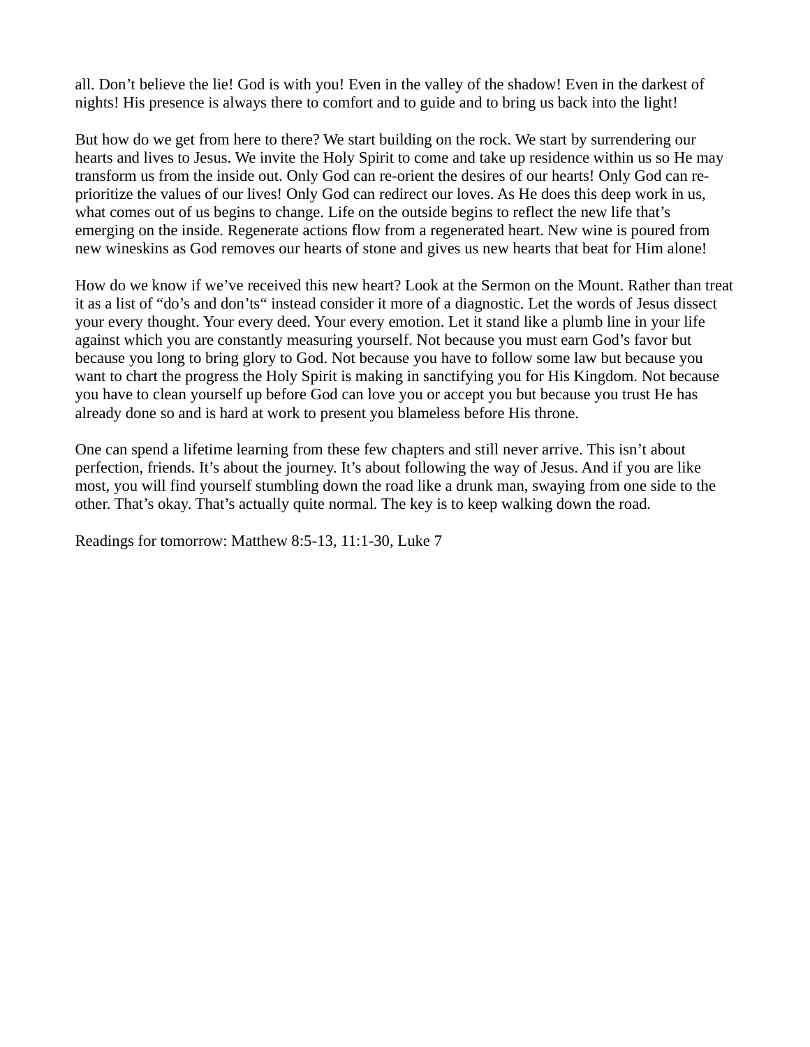all. Don't believe the lie! God is with you! Even in the valley of the shadow! Even in the darkest of nights! His presence is always there to comfort and to guide and to bring us back into the light!

But how do we get from here to there? We start building on the rock. We start by surrendering our hearts and lives to Jesus. We invite the Holy Spirit to come and take up residence within us so He may transform us from the inside out. Only God can re-orient the desires of our hearts! Only God can re-prioritize the values of our lives! Only God can redirect our loves. As He does this deep work in us, what comes out of us begins to change. Life on the outside begins to reflect the new life that's emerging on the inside. Regenerate actions flow from a regenerated heart. New wine is poured from new wineskins as God removes our hearts of stone and gives us new hearts that beat for Him alone!

How do we know if we've received this new heart? Look at the Sermon on the Mount. Rather than treat it as a list of "do's and don'ts" instead consider it more of a diagnostic. Let the words of Jesus dissect your every thought. Your every deed. Your every emotion. Let it stand like a plumb line in your life against which you are constantly measuring yourself. Not because you must earn God's favor but because you long to bring glory to God. Not because you have to follow some law but because you want to chart the progress the Holy Spirit is making in sanctifying you for His Kingdom. Not because you have to clean yourself up before God can love you or accept you but because you trust He has already done so and is hard at work to present you blameless before His throne.

One can spend a lifetime learning from these few chapters and still never arrive. This isn't about perfection, friends. It's about the journey. It's about following the way of Jesus. And if you are like most, you will find yourself stumbling down the road like a drunk man, swaying from one side to the other. That's okay. That's actually quite normal. The key is to keep walking down the road.

Readings for tomorrow: Matthew 8:5-13, 11:1-30, Luke 7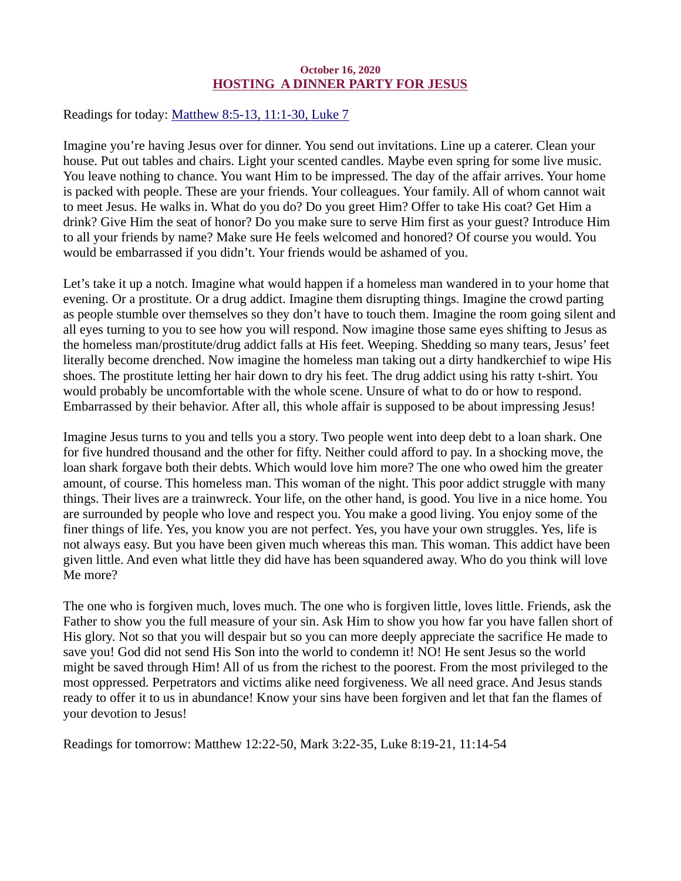**October 16, 2020**

## HOSTING A DINNER PARTY FOR JESUS

Readings for today: Matthew 8:5-13, 11:1-30, Luke 7

Imagine you're having Jesus over for dinner. You send out invitations. Line up a caterer. Clean your house. Put out tables and chairs. Light your scented candles. Maybe even spring for some live music. You leave nothing to chance. You want Him to be impressed. The day of the affair arrives. Your home is packed with people. These are your friends. Your colleagues. Your family. All of whom cannot wait to meet Jesus. He walks in. What do you do? Do you greet Him? Offer to take His coat? Get Him a drink? Give Him the seat of honor? Do you make sure to serve Him first as your guest? Introduce Him to all your friends by name? Make sure He feels welcomed and honored? Of course you would. You would be embarrassed if you didn't. Your friends would be ashamed of you.

Let's take it up a notch. Imagine what would happen if a homeless man wandered in to your home that evening. Or a prostitute. Or a drug addict. Imagine them disrupting things. Imagine the crowd parting as people stumble over themselves so they don't have to touch them. Imagine the room going silent and all eyes turning to you to see how you will respond. Now imagine those same eyes shifting to Jesus as the homeless man/prostitute/drug addict falls at His feet. Weeping. Shedding so many tears, Jesus' feet literally become drenched. Now imagine the homeless man taking out a dirty handkerchief to wipe His shoes. The prostitute letting her hair down to dry his feet. The drug addict using his ratty t-shirt. You would probably be uncomfortable with the whole scene. Unsure of what to do or how to respond. Embarrassed by their behavior. After all, this whole affair is supposed to be about impressing Jesus!

Imagine Jesus turns to you and tells you a story. Two people went into deep debt to a loan shark. One for five hundred thousand and the other for fifty. Neither could afford to pay. In a shocking move, the loan shark forgave both their debts. Which would love him more? The one who owed him the greater amount, of course. This homeless man. This woman of the night. This poor addict struggle with many things. Their lives are a trainwreck. Your life, on the other hand, is good. You live in a nice home. You are surrounded by people who love and respect you. You make a good living. You enjoy some of the finer things of life. Yes, you know you are not perfect. Yes, you have your own struggles. Yes, life is not always easy. But you have been given much whereas this man. This woman. This addict have been given little. And even what little they did have has been squandered away. Who do you think will love Me more?

The one who is forgiven much, loves much. The one who is forgiven little, loves little. Friends, ask the Father to show you the full measure of your sin. Ask Him to show you how far you have fallen short of His glory. Not so that you will despair but so you can more deeply appreciate the sacrifice He made to save you! God did not send His Son into the world to condemn it! NO! He sent Jesus so the world might be saved through Him! All of us from the richest to the poorest. From the most privileged to the most oppressed. Perpetrators and victims alike need forgiveness. We all need grace. And Jesus stands ready to offer it to us in abundance! Know your sins have been forgiven and let that fan the flames of your devotion to Jesus!

Readings for tomorrow: Matthew 12:22-50, Mark 3:22-35, Luke 8:19-21, 11:14-54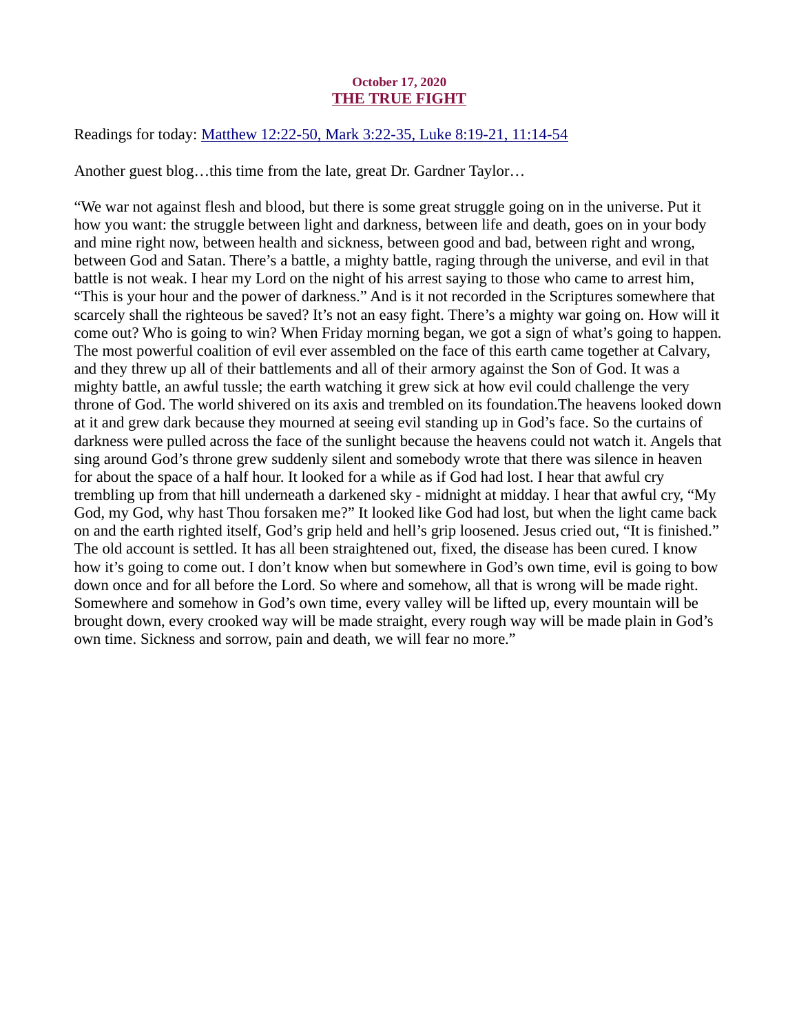October 17, 2020

## THE TRUE FIGHT

Readings for today: Matthew 12:22-50, Mark 3:22-35, Luke 8:19-21, 11:14-54

Another guest blog…this time from the late, great Dr. Gardner Taylor…

"We war not against flesh and blood, but there is some great struggle going on in the universe. Put it how you want: the struggle between light and darkness, between life and death, goes on in your body and mine right now, between health and sickness, between good and bad, between right and wrong, between God and Satan. There's a battle, a mighty battle, raging through the universe, and evil in that battle is not weak. I hear my Lord on the night of his arrest saying to those who came to arrest him, "This is your hour and the power of darkness." And is it not recorded in the Scriptures somewhere that scarcely shall the righteous be saved? It's not an easy fight. There's a mighty war going on. How will it come out? Who is going to win? When Friday morning began, we got a sign of what's going to happen. The most powerful coalition of evil ever assembled on the face of this earth came together at Calvary, and they threw up all of their battlements and all of their armory against the Son of God. It was a mighty battle, an awful tussle; the earth watching it grew sick at how evil could challenge the very throne of God. The world shivered on its axis and trembled on its foundation.The heavens looked down at it and grew dark because they mourned at seeing evil standing up in God's face. So the curtains of darkness were pulled across the face of the sunlight because the heavens could not watch it. Angels that sing around God's throne grew suddenly silent and somebody wrote that there was silence in heaven for about the space of a half hour. It looked for a while as if God had lost. I hear that awful cry trembling up from that hill underneath a darkened sky - midnight at midday. I hear that awful cry, "My God, my God, why hast Thou forsaken me?" It looked like God had lost, but when the light came back on and the earth righted itself, God's grip held and hell's grip loosened. Jesus cried out, "It is finished." The old account is settled. It has all been straightened out, fixed, the disease has been cured. I know how it's going to come out. I don't know when but somewhere in God's own time, evil is going to bow down once and for all before the Lord. So where and somehow, all that is wrong will be made right. Somewhere and somehow in God's own time, every valley will be lifted up, every mountain will be brought down, every crooked way will be made straight, every rough way will be made plain in God's own time. Sickness and sorrow, pain and death, we will fear no more."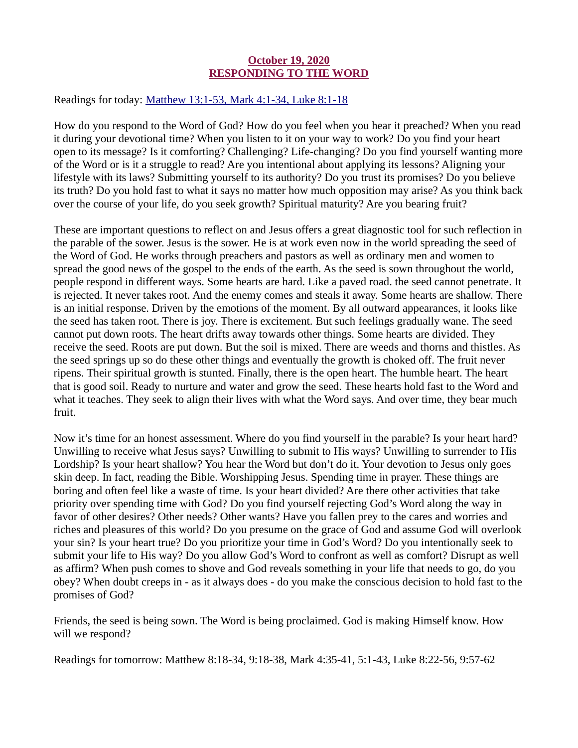# October 19, 2020
# RESPONDING TO THE WORD

Readings for today: Matthew 13:1-53, Mark 4:1-34, Luke 8:1-18

How do you respond to the Word of God? How do you feel when you hear it preached? When you read it during your devotional time? When you listen to it on your way to work? Do you find your heart open to its message? Is it comforting? Challenging? Life-changing? Do you find yourself wanting more of the Word or is it a struggle to read? Are you intentional about applying its lessons? Aligning your lifestyle with its laws? Submitting yourself to its authority? Do you trust its promises? Do you believe its truth? Do you hold fast to what it says no matter how much opposition may arise? As you think back over the course of your life, do you seek growth? Spiritual maturity? Are you bearing fruit?

These are important questions to reflect on and Jesus offers a great diagnostic tool for such reflection in the parable of the sower. Jesus is the sower. He is at work even now in the world spreading the seed of the Word of God. He works through preachers and pastors as well as ordinary men and women to spread the good news of the gospel to the ends of the earth. As the seed is sown throughout the world, people respond in different ways. Some hearts are hard. Like a paved road. the seed cannot penetrate. It is rejected. It never takes root. And the enemy comes and steals it away. Some hearts are shallow. There is an initial response. Driven by the emotions of the moment. By all outward appearances, it looks like the seed has taken root. There is joy. There is excitement. But such feelings gradually wane. The seed cannot put down roots. The heart drifts away towards other things. Some hearts are divided. They receive the seed. Roots are put down. But the soil is mixed. There are weeds and thorns and thistles. As the seed springs up so do these other things and eventually the growth is choked off. The fruit never ripens. Their spiritual growth is stunted. Finally, there is the open heart. The humble heart. The heart that is good soil. Ready to nurture and water and grow the seed. These hearts hold fast to the Word and what it teaches. They seek to align their lives with what the Word says. And over time, they bear much fruit.

Now it's time for an honest assessment. Where do you find yourself in the parable? Is your heart hard? Unwilling to receive what Jesus says? Unwilling to submit to His ways? Unwilling to surrender to His Lordship? Is your heart shallow? You hear the Word but don't do it. Your devotion to Jesus only goes skin deep. In fact, reading the Bible. Worshipping Jesus. Spending time in prayer. These things are boring and often feel like a waste of time. Is your heart divided? Are there other activities that take priority over spending time with God? Do you find yourself rejecting God's Word along the way in favor of other desires? Other needs? Other wants? Have you fallen prey to the cares and worries and riches and pleasures of this world? Do you presume on the grace of God and assume God will overlook your sin? Is your heart true? Do you prioritize your time in God's Word? Do you intentionally seek to submit your life to His way? Do you allow God's Word to confront as well as comfort? Disrupt as well as affirm? When push comes to shove and God reveals something in your life that needs to go, do you obey? When doubt creeps in - as it always does - do you make the conscious decision to hold fast to the promises of God?

Friends, the seed is being sown. The Word is being proclaimed. God is making Himself know. How will we respond?

Readings for tomorrow: Matthew 8:18-34, 9:18-38, Mark 4:35-41, 5:1-43, Luke 8:22-56, 9:57-62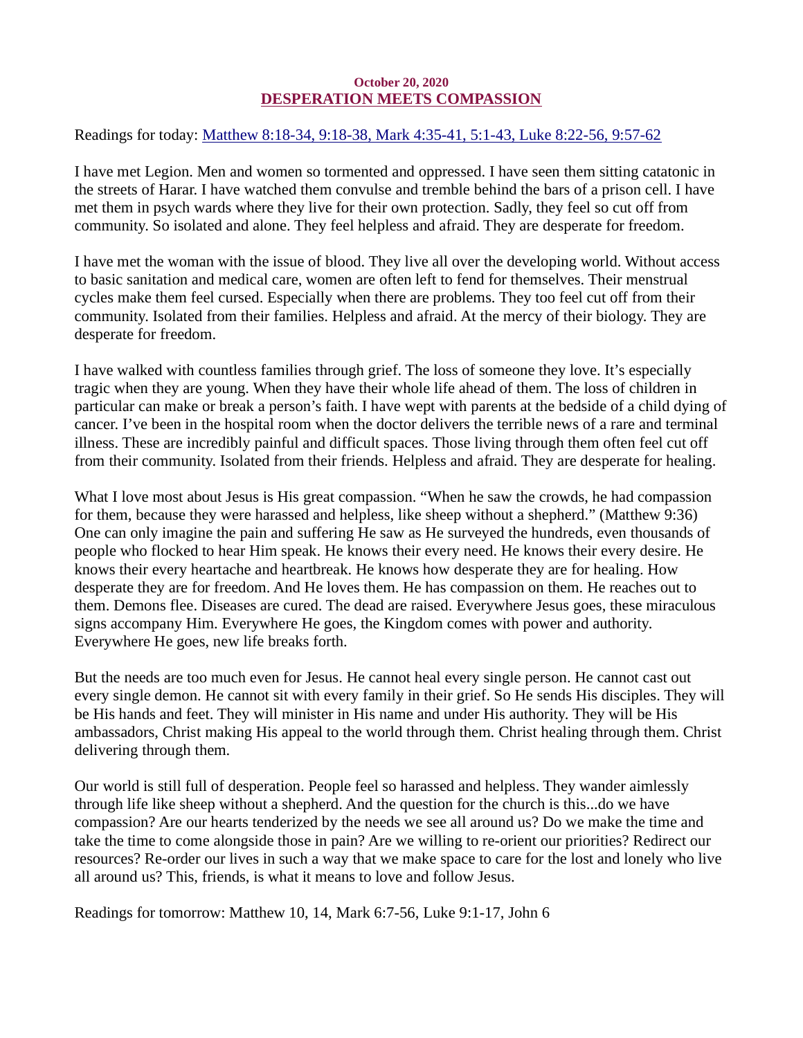October 20, 2020

## DESPERATION MEETS COMPASSION

Readings for today: Matthew 8:18-34, 9:18-38, Mark 4:35-41, 5:1-43, Luke 8:22-56, 9:57-62

I have met Legion. Men and women so tormented and oppressed. I have seen them sitting catatonic in the streets of Harar. I have watched them convulse and tremble behind the bars of a prison cell. I have met them in psych wards where they live for their own protection. Sadly, they feel so cut off from community. So isolated and alone. They feel helpless and afraid. They are desperate for freedom.

I have met the woman with the issue of blood. They live all over the developing world. Without access to basic sanitation and medical care, women are often left to fend for themselves. Their menstrual cycles make them feel cursed. Especially when there are problems. They too feel cut off from their community. Isolated from their families. Helpless and afraid. At the mercy of their biology. They are desperate for freedom.

I have walked with countless families through grief. The loss of someone they love. It's especially tragic when they are young. When they have their whole life ahead of them. The loss of children in particular can make or break a person's faith. I have wept with parents at the bedside of a child dying of cancer. I've been in the hospital room when the doctor delivers the terrible news of a rare and terminal illness. These are incredibly painful and difficult spaces. Those living through them often feel cut off from their community. Isolated from their friends. Helpless and afraid. They are desperate for healing.

What I love most about Jesus is His great compassion. "When he saw the crowds, he had compassion for them, because they were harassed and helpless, like sheep without a shepherd." (Matthew 9:36) One can only imagine the pain and suffering He saw as He surveyed the hundreds, even thousands of people who flocked to hear Him speak. He knows their every need. He knows their every desire. He knows their every heartache and heartbreak. He knows how desperate they are for healing. How desperate they are for freedom. And He loves them. He has compassion on them. He reaches out to them. Demons flee. Diseases are cured. The dead are raised. Everywhere Jesus goes, these miraculous signs accompany Him. Everywhere He goes, the Kingdom comes with power and authority. Everywhere He goes, new life breaks forth.

But the needs are too much even for Jesus. He cannot heal every single person. He cannot cast out every single demon. He cannot sit with every family in their grief. So He sends His disciples. They will be His hands and feet. They will minister in His name and under His authority. They will be His ambassadors, Christ making His appeal to the world through them. Christ healing through them. Christ delivering through them.

Our world is still full of desperation. People feel so harassed and helpless. They wander aimlessly through life like sheep without a shepherd. And the question for the church is this...do we have compassion? Are our hearts tenderized by the needs we see all around us? Do we make the time and take the time to come alongside those in pain? Are we willing to re-orient our priorities? Redirect our resources? Re-order our lives in such a way that we make space to care for the lost and lonely who live all around us? This, friends, is what it means to love and follow Jesus.

Readings for tomorrow: Matthew 10, 14, Mark 6:7-56, Luke 9:1-17, John 6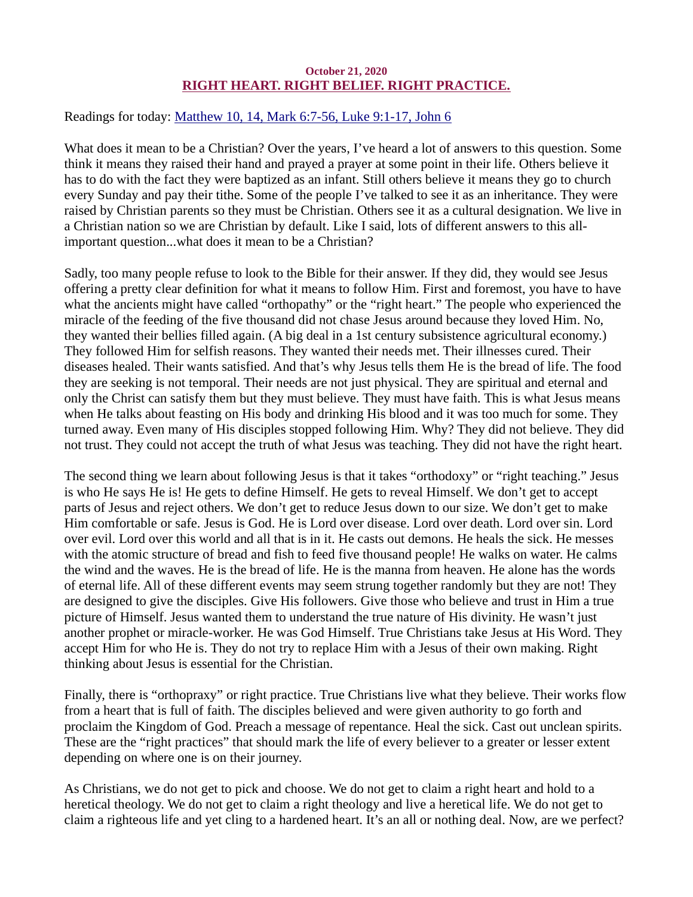October 21, 2020

## RIGHT HEART. RIGHT BELIEF. RIGHT PRACTICE.

Readings for today: Matthew 10, 14, Mark 6:7-56, Luke 9:1-17, John 6

What does it mean to be a Christian? Over the years, I've heard a lot of answers to this question. Some think it means they raised their hand and prayed a prayer at some point in their life. Others believe it has to do with the fact they were baptized as an infant. Still others believe it means they go to church every Sunday and pay their tithe. Some of the people I've talked to see it as an inheritance. They were raised by Christian parents so they must be Christian. Others see it as a cultural designation. We live in a Christian nation so we are Christian by default. Like I said, lots of different answers to this all-important question...what does it mean to be a Christian?

Sadly, too many people refuse to look to the Bible for their answer. If they did, they would see Jesus offering a pretty clear definition for what it means to follow Him. First and foremost, you have to have what the ancients might have called "orthopathy" or the "right heart." The people who experienced the miracle of the feeding of the five thousand did not chase Jesus around because they loved Him. No, they wanted their bellies filled again. (A big deal in a 1st century subsistence agricultural economy.) They followed Him for selfish reasons. They wanted their needs met. Their illnesses cured. Their diseases healed. Their wants satisfied. And that's why Jesus tells them He is the bread of life. The food they are seeking is not temporal. Their needs are not just physical. They are spiritual and eternal and only the Christ can satisfy them but they must believe. They must have faith. This is what Jesus means when He talks about feasting on His body and drinking His blood and it was too much for some. They turned away. Even many of His disciples stopped following Him. Why? They did not believe. They did not trust. They could not accept the truth of what Jesus was teaching. They did not have the right heart.

The second thing we learn about following Jesus is that it takes "orthodoxy" or "right teaching." Jesus is who He says He is! He gets to define Himself. He gets to reveal Himself. We don't get to accept parts of Jesus and reject others. We don't get to reduce Jesus down to our size. We don't get to make Him comfortable or safe. Jesus is God. He is Lord over disease. Lord over death. Lord over sin. Lord over evil. Lord over this world and all that is in it. He casts out demons. He heals the sick. He messes with the atomic structure of bread and fish to feed five thousand people! He walks on water. He calms the wind and the waves. He is the bread of life. He is the manna from heaven. He alone has the words of eternal life. All of these different events may seem strung together randomly but they are not! They are designed to give the disciples. Give His followers. Give those who believe and trust in Him a true picture of Himself. Jesus wanted them to understand the true nature of His divinity. He wasn't just another prophet or miracle-worker. He was God Himself. True Christians take Jesus at His Word. They accept Him for who He is. They do not try to replace Him with a Jesus of their own making. Right thinking about Jesus is essential for the Christian.

Finally, there is "orthopraxy" or right practice. True Christians live what they believe. Their works flow from a heart that is full of faith. The disciples believed and were given authority to go forth and proclaim the Kingdom of God. Preach a message of repentance. Heal the sick. Cast out unclean spirits. These are the "right practices" that should mark the life of every believer to a greater or lesser extent depending on where one is on their journey.

As Christians, we do not get to pick and choose. We do not get to claim a right heart and hold to a heretical theology. We do not get to claim a right theology and live a heretical life. We do not get to claim a righteous life and yet cling to a hardened heart. It's an all or nothing deal. Now, are we perfect?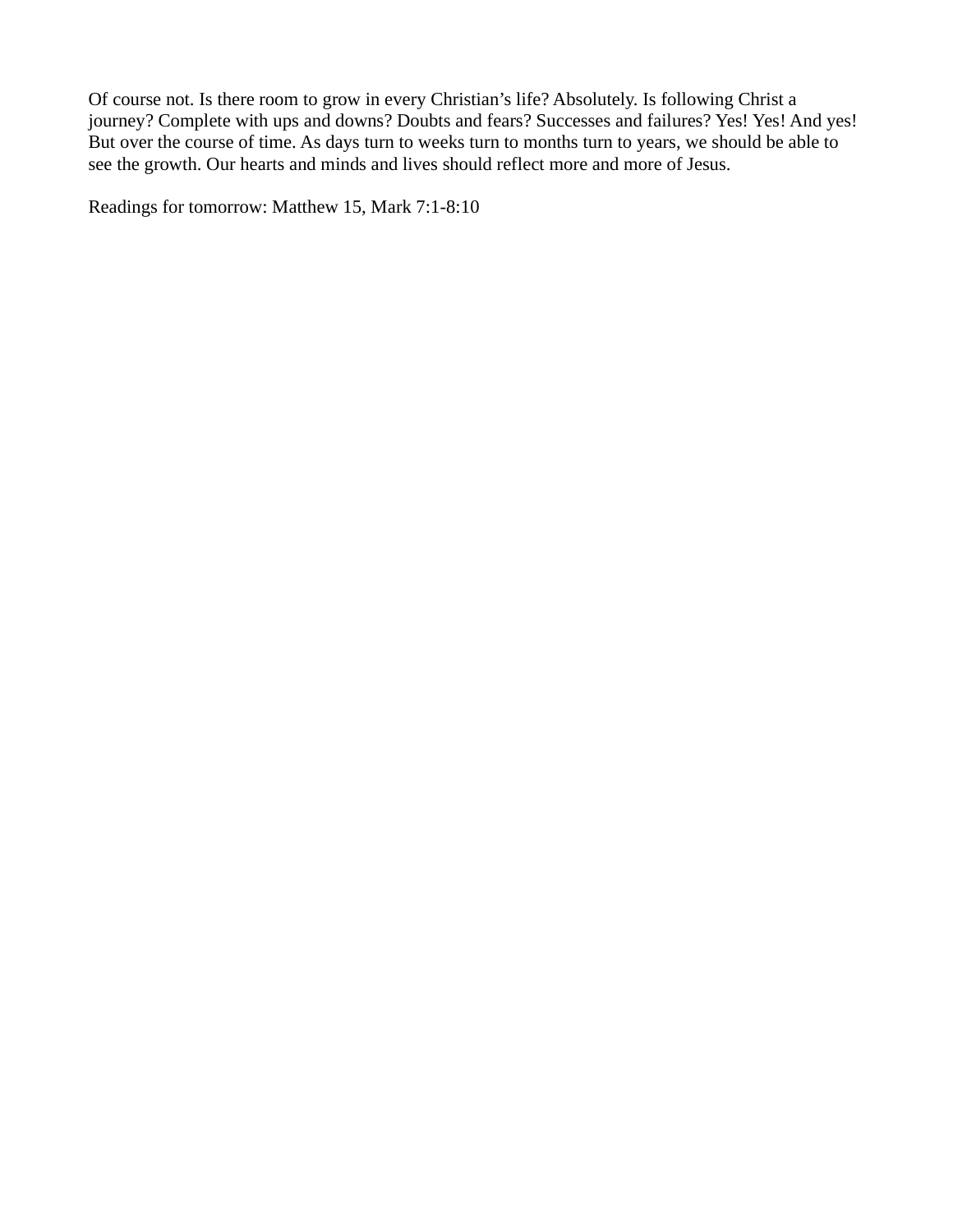Of course not. Is there room to grow in every Christian's life? Absolutely. Is following Christ a journey? Complete with ups and downs? Doubts and fears? Successes and failures? Yes! Yes! And yes! But over the course of time. As days turn to weeks turn to months turn to years, we should be able to see the growth. Our hearts and minds and lives should reflect more and more of Jesus.

Readings for tomorrow: Matthew 15, Mark 7:1-8:10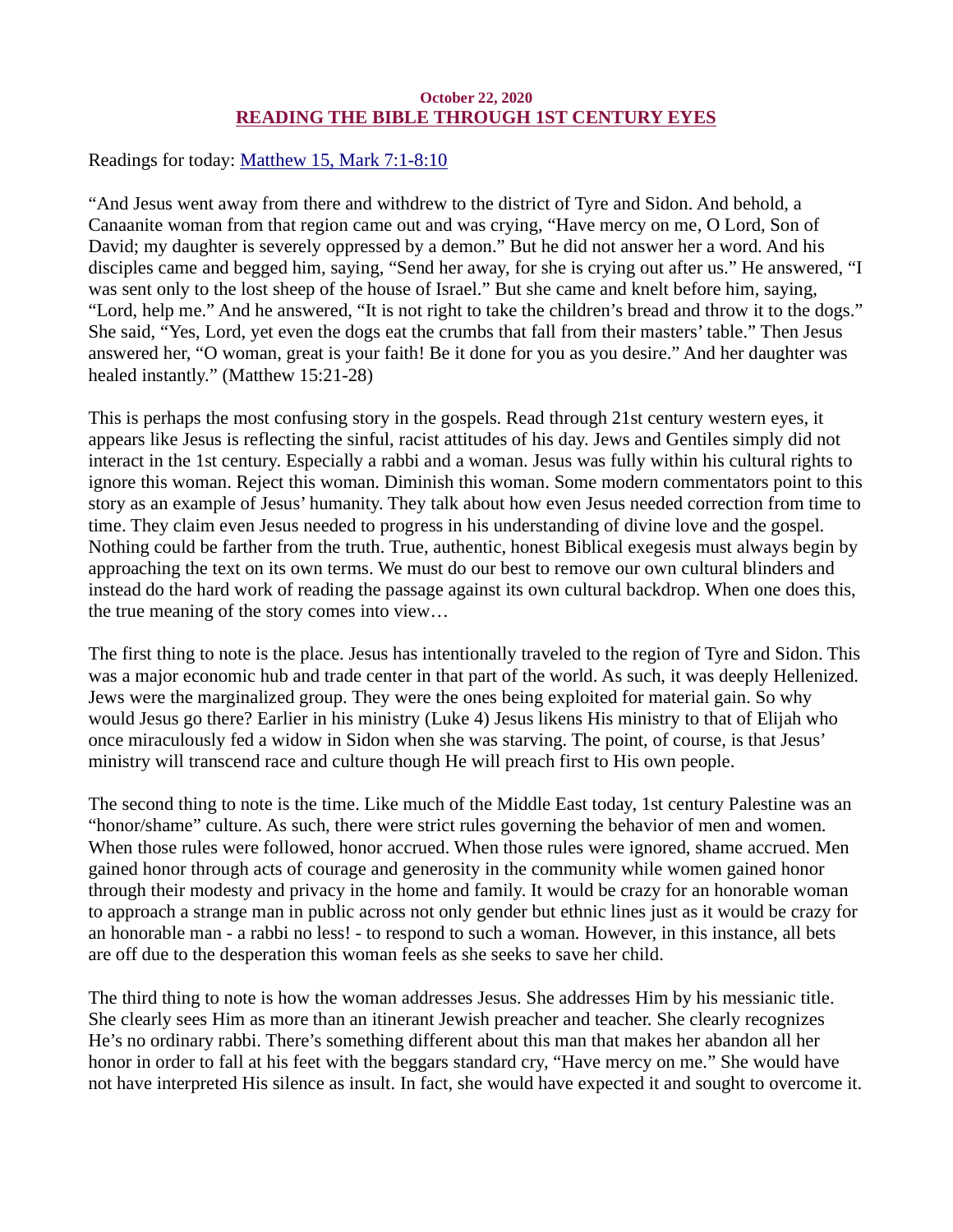**October 22, 2020**

## [READING THE BIBLE THROUGH 1ST CENTURY EYES]

Readings for today: [Matthew 15, Mark 7:1-8:10]

"And Jesus went away from there and withdrew to the district of Tyre and Sidon. And behold, a Canaanite woman from that region came out and was crying, "Have mercy on me, O Lord, Son of David; my daughter is severely oppressed by a demon." But he did not answer her a word. And his disciples came and begged him, saying, "Send her away, for she is crying out after us." He answered, "I was sent only to the lost sheep of the house of Israel." But she came and knelt before him, saying, "Lord, help me." And he answered, "It is not right to take the children's bread and throw it to the dogs." She said, "Yes, Lord, yet even the dogs eat the crumbs that fall from their masters' table." Then Jesus answered her, "O woman, great is your faith! Be it done for you as you desire." And her daughter was healed instantly." (Matthew 15:21-28)

This is perhaps the most confusing story in the gospels. Read through 21st century western eyes, it appears like Jesus is reflecting the sinful, racist attitudes of his day. Jews and Gentiles simply did not interact in the 1st century. Especially a rabbi and a woman. Jesus was fully within his cultural rights to ignore this woman. Reject this woman. Diminish this woman. Some modern commentators point to this story as an example of Jesus' humanity. They talk about how even Jesus needed correction from time to time. They claim even Jesus needed to progress in his understanding of divine love and the gospel. Nothing could be farther from the truth. True, authentic, honest Biblical exegesis must always begin by approaching the text on its own terms. We must do our best to remove our own cultural blinders and instead do the hard work of reading the passage against its own cultural backdrop. When one does this, the true meaning of the story comes into view…

The first thing to note is the place. Jesus has intentionally traveled to the region of Tyre and Sidon. This was a major economic hub and trade center in that part of the world. As such, it was deeply Hellenized. Jews were the marginalized group. They were the ones being exploited for material gain. So why would Jesus go there? Earlier in his ministry (Luke 4) Jesus likens His ministry to that of Elijah who once miraculously fed a widow in Sidon when she was starving. The point, of course, is that Jesus' ministry will transcend race and culture though He will preach first to His own people.

The second thing to note is the time. Like much of the Middle East today, 1st century Palestine was an "honor/shame" culture. As such, there were strict rules governing the behavior of men and women. When those rules were followed, honor accrued. When those rules were ignored, shame accrued. Men gained honor through acts of courage and generosity in the community while women gained honor through their modesty and privacy in the home and family. It would be crazy for an honorable woman to approach a strange man in public across not only gender but ethnic lines just as it would be crazy for an honorable man - a rabbi no less! - to respond to such a woman. However, in this instance, all bets are off due to the desperation this woman feels as she seeks to save her child.

The third thing to note is how the woman addresses Jesus. She addresses Him by his messianic title. She clearly sees Him as more than an itinerant Jewish preacher and teacher. She clearly recognizes He's no ordinary rabbi. There's something different about this man that makes her abandon all her honor in order to fall at his feet with the beggars standard cry, "Have mercy on me." She would have not have interpreted His silence as insult. In fact, she would have expected it and sought to overcome it.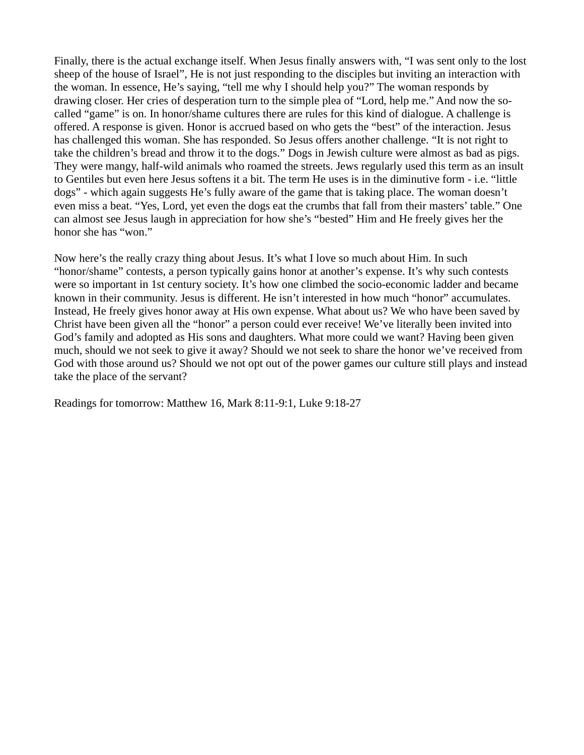Finally, there is the actual exchange itself. When Jesus finally answers with, "I was sent only to the lost sheep of the house of Israel", He is not just responding to the disciples but inviting an interaction with the woman. In essence, He's saying, "tell me why I should help you?" The woman responds by drawing closer. Her cries of desperation turn to the simple plea of "Lord, help me." And now the so-called "game" is on. In honor/shame cultures there are rules for this kind of dialogue. A challenge is offered. A response is given. Honor is accrued based on who gets the "best" of the interaction. Jesus has challenged this woman. She has responded. So Jesus offers another challenge. "It is not right to take the children's bread and throw it to the dogs." Dogs in Jewish culture were almost as bad as pigs. They were mangy, half-wild animals who roamed the streets. Jews regularly used this term as an insult to Gentiles but even here Jesus softens it a bit. The term He uses is in the diminutive form - i.e. "little dogs" - which again suggests He's fully aware of the game that is taking place. The woman doesn't even miss a beat. "Yes, Lord, yet even the dogs eat the crumbs that fall from their masters' table." One can almost see Jesus laugh in appreciation for how she's "bested" Him and He freely gives her the honor she has "won."

Now here's the really crazy thing about Jesus. It's what I love so much about Him. In such "honor/shame" contests, a person typically gains honor at another's expense. It's why such contests were so important in 1st century society. It's how one climbed the socio-economic ladder and became known in their community. Jesus is different. He isn't interested in how much "honor" accumulates. Instead, He freely gives honor away at His own expense. What about us? We who have been saved by Christ have been given all the "honor" a person could ever receive! We've literally been invited into God's family and adopted as His sons and daughters. What more could we want? Having been given much, should we not seek to give it away? Should we not seek to share the honor we've received from God with those around us? Should we not opt out of the power games our culture still plays and instead take the place of the servant?

Readings for tomorrow: Matthew 16, Mark 8:11-9:1, Luke 9:18-27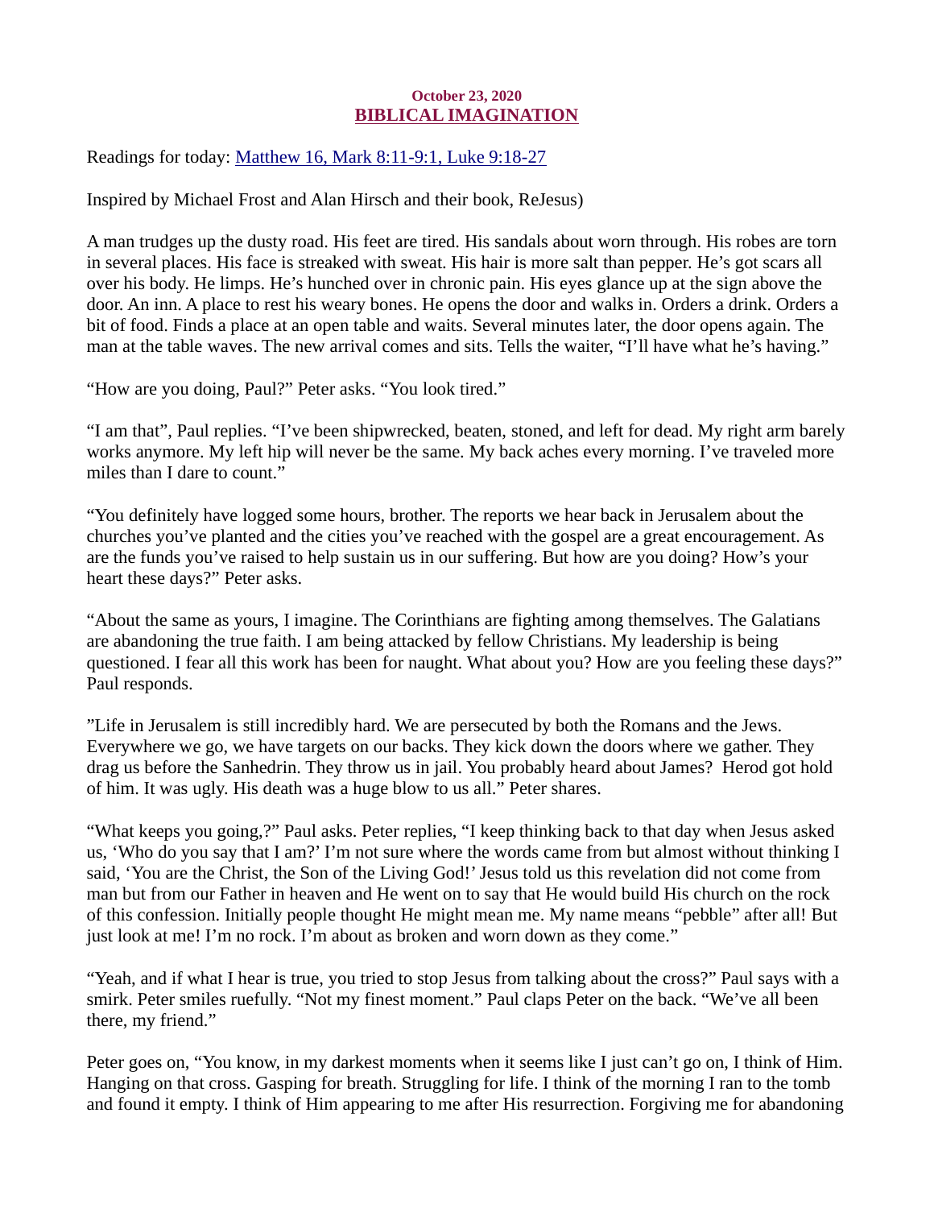October 23, 2020
# [BIBLICAL IMAGINATION]

Readings for today: [Matthew 16, Mark 8:11-9:1, Luke 9:18-27]

Inspired by Michael Frost and Alan Hirsch and their book, ReJesus)

A man trudges up the dusty road. His feet are tired. His sandals about worn through. His robes are torn in several places. His face is streaked with sweat. His hair is more salt than pepper. He's got scars all over his body. He limps. He's hunched over in chronic pain. His eyes glance up at the sign above the door. An inn. A place to rest his weary bones. He opens the door and walks in. Orders a drink. Orders a bit of food. Finds a place at an open table and waits. Several minutes later, the door opens again. The man at the table waves. The new arrival comes and sits. Tells the waiter, "I'll have what he's having."

"How are you doing, Paul?" Peter asks. "You look tired."

"I am that", Paul replies. "I've been shipwrecked, beaten, stoned, and left for dead. My right arm barely works anymore. My left hip will never be the same. My back aches every morning. I've traveled more miles than I dare to count."

"You definitely have logged some hours, brother. The reports we hear back in Jerusalem about the churches you've planted and the cities you've reached with the gospel are a great encouragement. As are the funds you've raised to help sustain us in our suffering. But how are you doing? How's your heart these days?" Peter asks.

"About the same as yours, I imagine. The Corinthians are fighting among themselves. The Galatians are abandoning the true faith. I am being attacked by fellow Christians. My leadership is being questioned. I fear all this work has been for naught. What about you? How are you feeling these days?" Paul responds.

"Life in Jerusalem is still incredibly hard. We are persecuted by both the Romans and the Jews. Everywhere we go, we have targets on our backs. They kick down the doors where we gather. They drag us before the Sanhedrin. They throw us in jail. You probably heard about James? Herod got hold of him. It was ugly. His death was a huge blow to us all." Peter shares.

"What keeps you going,?" Paul asks. Peter replies, "I keep thinking back to that day when Jesus asked us, 'Who do you say that I am?' I'm not sure where the words came from but almost without thinking I said, 'You are the Christ, the Son of the Living God!' Jesus told us this revelation did not come from man but from our Father in heaven and He went on to say that He would build His church on the rock of this confession. Initially people thought He might mean me. My name means "pebble" after all! But just look at me! I'm no rock. I'm about as broken and worn down as they come."

"Yeah, and if what I hear is true, you tried to stop Jesus from talking about the cross?" Paul says with a smirk. Peter smiles ruefully. "Not my finest moment." Paul claps Peter on the back. "We've all been there, my friend."

Peter goes on, "You know, in my darkest moments when it seems like I just can't go on, I think of Him. Hanging on that cross. Gasping for breath. Struggling for life. I think of the morning I ran to the tomb and found it empty. I think of Him appearing to me after His resurrection. Forgiving me for abandoning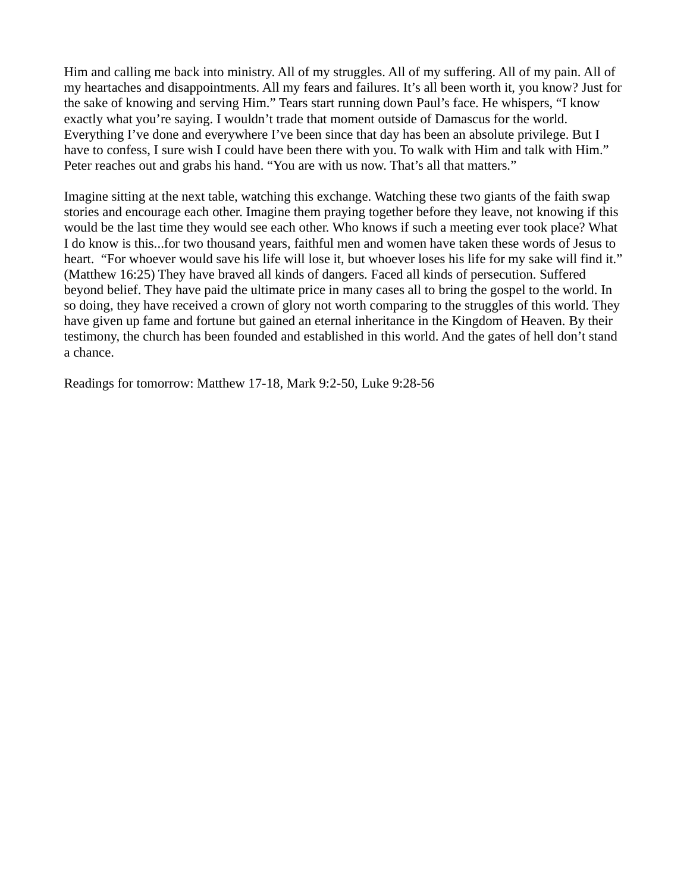Him and calling me back into ministry. All of my struggles. All of my suffering. All of my pain. All of my heartaches and disappointments. All my fears and failures. It's all been worth it, you know? Just for the sake of knowing and serving Him." Tears start running down Paul's face. He whispers, "I know exactly what you're saying. I wouldn't trade that moment outside of Damascus for the world. Everything I've done and everywhere I've been since that day has been an absolute privilege. But I have to confess, I sure wish I could have been there with you. To walk with Him and talk with Him." Peter reaches out and grabs his hand. "You are with us now. That's all that matters."

Imagine sitting at the next table, watching this exchange. Watching these two giants of the faith swap stories and encourage each other. Imagine them praying together before they leave, not knowing if this would be the last time they would see each other. Who knows if such a meeting ever took place? What I do know is this...for two thousand years, faithful men and women have taken these words of Jesus to heart. "For whoever would save his life will lose it, but whoever loses his life for my sake will find it." (Matthew 16:25) They have braved all kinds of dangers. Faced all kinds of persecution. Suffered beyond belief. They have paid the ultimate price in many cases all to bring the gospel to the world. In so doing, they have received a crown of glory not worth comparing to the struggles of this world. They have given up fame and fortune but gained an eternal inheritance in the Kingdom of Heaven. By their testimony, the church has been founded and established in this world. And the gates of hell don't stand a chance.

Readings for tomorrow: Matthew 17-18, Mark 9:2-50, Luke 9:28-56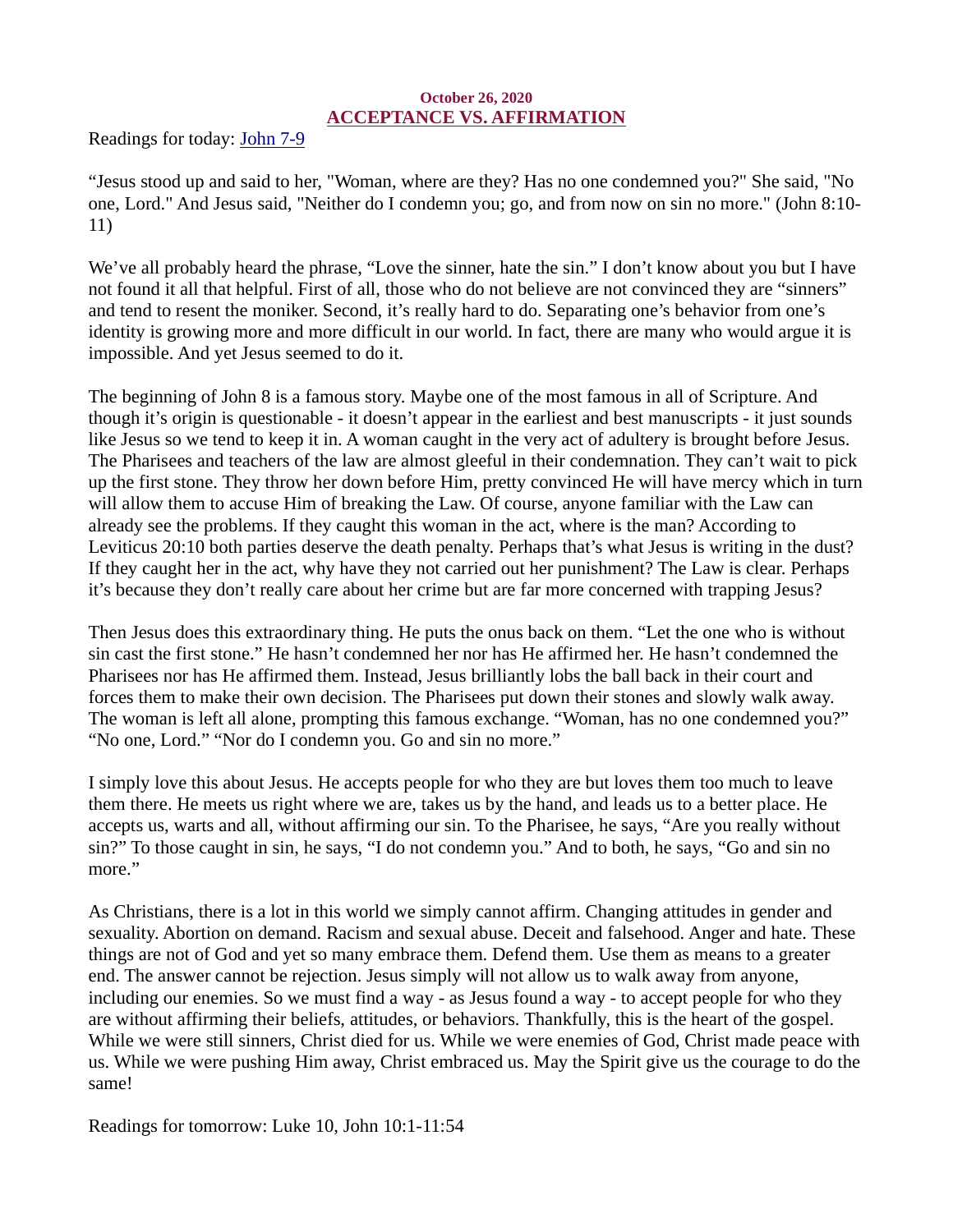**October 26, 2020**

## ACCEPTANCE VS. AFFIRMATION

Readings for today: John 7-9

“Jesus stood up and said to her, "Woman, where are they? Has no one condemned you?" She said, "No one, Lord." And Jesus said, "Neither do I condemn you; go, and from now on sin no more." (John 8:10-11)

We’ve all probably heard the phrase, “Love the sinner, hate the sin.” I don’t know about you but I have not found it all that helpful. First of all, those who do not believe are not convinced they are “sinners” and tend to resent the moniker. Second, it’s really hard to do. Separating one’s behavior from one’s identity is growing more and more difficult in our world. In fact, there are many who would argue it is impossible. And yet Jesus seemed to do it.

The beginning of John 8 is a famous story. Maybe one of the most famous in all of Scripture. And though it’s origin is questionable - it doesn’t appear in the earliest and best manuscripts - it just sounds like Jesus so we tend to keep it in. A woman caught in the very act of adultery is brought before Jesus. The Pharisees and teachers of the law are almost gleeful in their condemnation. They can’t wait to pick up the first stone. They throw her down before Him, pretty convinced He will have mercy which in turn will allow them to accuse Him of breaking the Law. Of course, anyone familiar with the Law can already see the problems. If they caught this woman in the act, where is the man? According to Leviticus 20:10 both parties deserve the death penalty. Perhaps that’s what Jesus is writing in the dust? If they caught her in the act, why have they not carried out her punishment? The Law is clear. Perhaps it’s because they don’t really care about her crime but are far more concerned with trapping Jesus?

Then Jesus does this extraordinary thing. He puts the onus back on them. “Let the one who is without sin cast the first stone.” He hasn’t condemned her nor has He affirmed her. He hasn’t condemned the Pharisees nor has He affirmed them. Instead, Jesus brilliantly lobs the ball back in their court and forces them to make their own decision. The Pharisees put down their stones and slowly walk away. The woman is left all alone, prompting this famous exchange. “Woman, has no one condemned you?” “No one, Lord.” “Nor do I condemn you. Go and sin no more.”

I simply love this about Jesus. He accepts people for who they are but loves them too much to leave them there. He meets us right where we are, takes us by the hand, and leads us to a better place. He accepts us, warts and all, without affirming our sin. To the Pharisee, he says, “Are you really without sin?” To those caught in sin, he says, “I do not condemn you.” And to both, he says, “Go and sin no more.”

As Christians, there is a lot in this world we simply cannot affirm. Changing attitudes in gender and sexuality. Abortion on demand. Racism and sexual abuse. Deceit and falsehood. Anger and hate. These things are not of God and yet so many embrace them. Defend them. Use them as means to a greater end. The answer cannot be rejection. Jesus simply will not allow us to walk away from anyone, including our enemies. So we must find a way - as Jesus found a way - to accept people for who they are without affirming their beliefs, attitudes, or behaviors. Thankfully, this is the heart of the gospel. While we were still sinners, Christ died for us. While we were enemies of God, Christ made peace with us. While we were pushing Him away, Christ embraced us. May the Spirit give us the courage to do the same!

Readings for tomorrow: Luke 10, John 10:1-11:54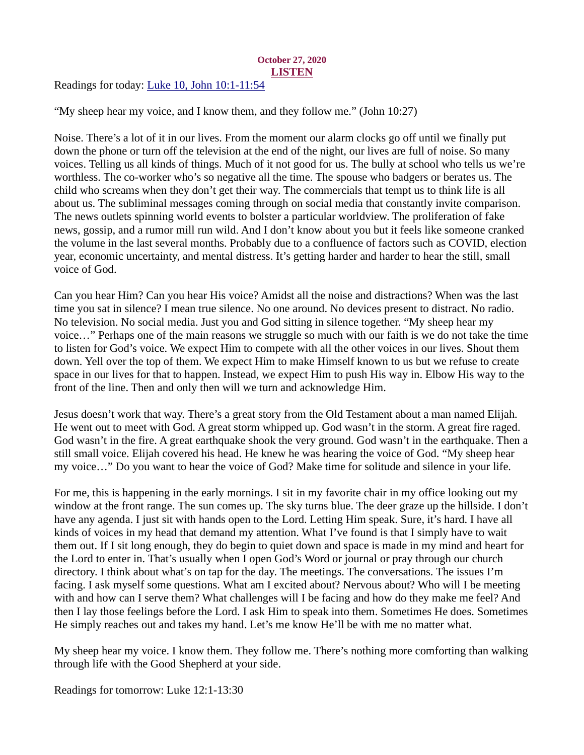**October 27, 2020**

# LISTEN

Readings for today: [Luke 10, John 10:1-11:54]

"My sheep hear my voice, and I know them, and they follow me." (John 10:27)

Noise. There's a lot of it in our lives. From the moment our alarm clocks go off until we finally put down the phone or turn off the television at the end of the night, our lives are full of noise. So many voices. Telling us all kinds of things. Much of it not good for us. The bully at school who tells us we're worthless. The co-worker who's so negative all the time. The spouse who badgers or berates us. The child who screams when they don't get their way. The commercials that tempt us to think life is all about us. The subliminal messages coming through on social media that constantly invite comparison. The news outlets spinning world events to bolster a particular worldview. The proliferation of fake news, gossip, and a rumor mill run wild. And I don't know about you but it feels like someone cranked the volume in the last several months. Probably due to a confluence of factors such as COVID, election year, economic uncertainty, and mental distress. It's getting harder and harder to hear the still, small voice of God.

Can you hear Him? Can you hear His voice? Amidst all the noise and distractions? When was the last time you sat in silence? I mean true silence. No one around. No devices present to distract. No radio. No television. No social media. Just you and God sitting in silence together. "My sheep hear my voice…" Perhaps one of the main reasons we struggle so much with our faith is we do not take the time to listen for God's voice. We expect Him to compete with all the other voices in our lives. Shout them down. Yell over the top of them. We expect Him to make Himself known to us but we refuse to create space in our lives for that to happen. Instead, we expect Him to push His way in. Elbow His way to the front of the line. Then and only then will we turn and acknowledge Him.

Jesus doesn't work that way. There's a great story from the Old Testament about a man named Elijah. He went out to meet with God. A great storm whipped up. God wasn't in the storm. A great fire raged. God wasn't in the fire. A great earthquake shook the very ground. God wasn't in the earthquake. Then a still small voice. Elijah covered his head. He knew he was hearing the voice of God. "My sheep hear my voice…" Do you want to hear the voice of God? Make time for solitude and silence in your life.

For me, this is happening in the early mornings. I sit in my favorite chair in my office looking out my window at the front range. The sun comes up. The sky turns blue. The deer graze up the hillside. I don't have any agenda. I just sit with hands open to the Lord. Letting Him speak. Sure, it's hard. I have all kinds of voices in my head that demand my attention. What I've found is that I simply have to wait them out. If I sit long enough, they do begin to quiet down and space is made in my mind and heart for the Lord to enter in. That's usually when I open God's Word or journal or pray through our church directory. I think about what's on tap for the day. The meetings. The conversations. The issues I'm facing. I ask myself some questions. What am I excited about? Nervous about? Who will I be meeting with and how can I serve them? What challenges will I be facing and how do they make me feel? And then I lay those feelings before the Lord. I ask Him to speak into them. Sometimes He does. Sometimes He simply reaches out and takes my hand. Let's me know He'll be with me no matter what.

My sheep hear my voice. I know them. They follow me. There's nothing more comforting than walking through life with the Good Shepherd at your side.

Readings for tomorrow: Luke 12:1-13:30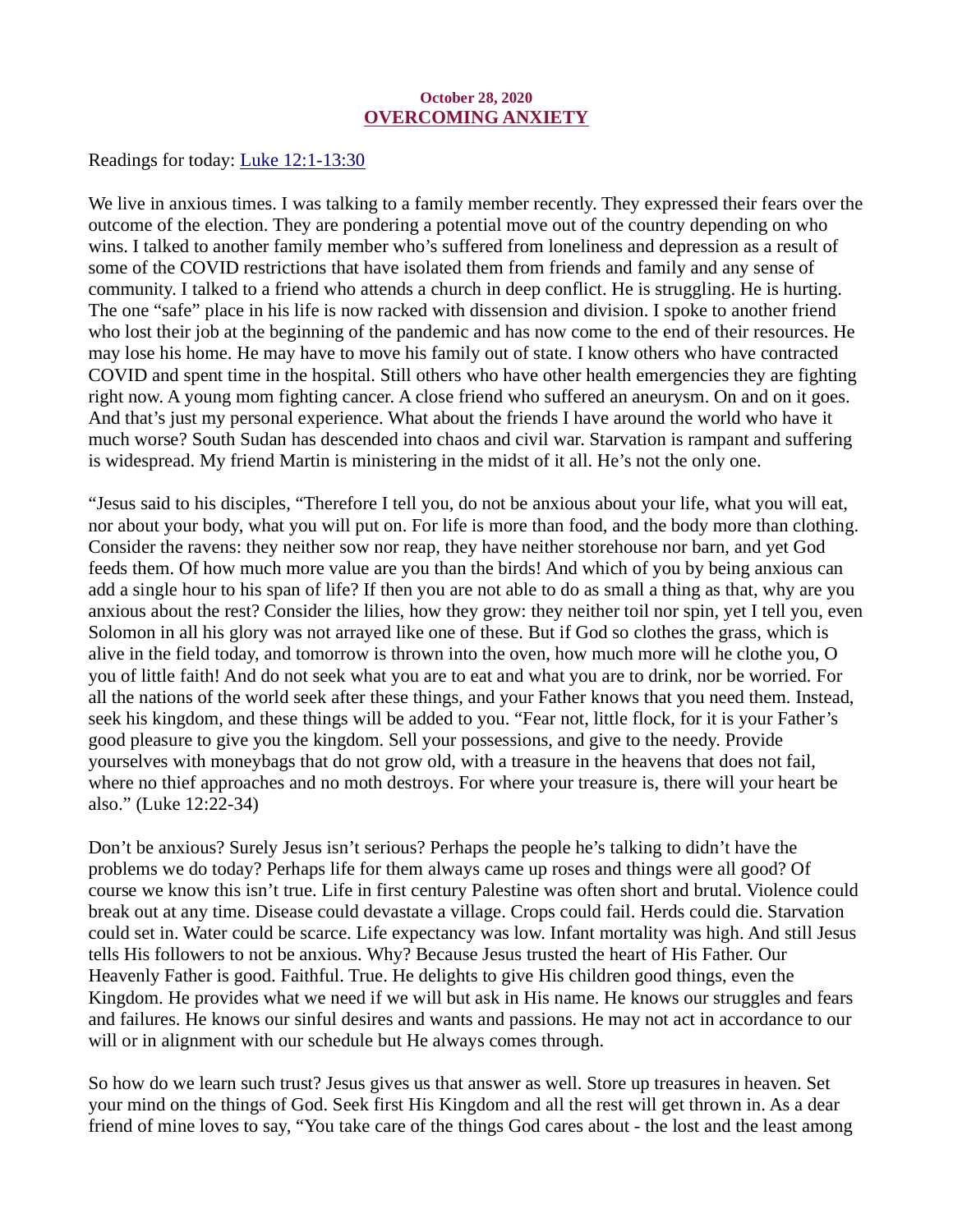**October 28, 2020**
## [OVERCOMING ANXIETY]

Readings for today: [Luke 12:1-13:30]

We live in anxious times. I was talking to a family member recently. They expressed their fears over the outcome of the election. They are pondering a potential move out of the country depending on who wins. I talked to another family member who's suffered from loneliness and depression as a result of some of the COVID restrictions that have isolated them from friends and family and any sense of community. I talked to a friend who attends a church in deep conflict. He is struggling. He is hurting. The one "safe" place in his life is now racked with dissension and division. I spoke to another friend who lost their job at the beginning of the pandemic and has now come to the end of their resources. He may lose his home. He may have to move his family out of state. I know others who have contracted COVID and spent time in the hospital. Still others who have other health emergencies they are fighting right now. A young mom fighting cancer. A close friend who suffered an aneurysm. On and on it goes. And that's just my personal experience. What about the friends I have around the world who have it much worse? South Sudan has descended into chaos and civil war. Starvation is rampant and suffering is widespread. My friend Martin is ministering in the midst of it all. He's not the only one.

"Jesus said to his disciples, "Therefore I tell you, do not be anxious about your life, what you will eat, nor about your body, what you will put on. For life is more than food, and the body more than clothing. Consider the ravens: they neither sow nor reap, they have neither storehouse nor barn, and yet God feeds them. Of how much more value are you than the birds! And which of you by being anxious can add a single hour to his span of life? If then you are not able to do as small a thing as that, why are you anxious about the rest? Consider the lilies, how they grow: they neither toil nor spin, yet I tell you, even Solomon in all his glory was not arrayed like one of these. But if God so clothes the grass, which is alive in the field today, and tomorrow is thrown into the oven, how much more will he clothe you, O you of little faith! And do not seek what you are to eat and what you are to drink, nor be worried. For all the nations of the world seek after these things, and your Father knows that you need them. Instead, seek his kingdom, and these things will be added to you. "Fear not, little flock, for it is your Father's good pleasure to give you the kingdom. Sell your possessions, and give to the needy. Provide yourselves with moneybags that do not grow old, with a treasure in the heavens that does not fail, where no thief approaches and no moth destroys. For where your treasure is, there will your heart be also." (Luke 12:22-34)

Don't be anxious? Surely Jesus isn't serious? Perhaps the people he's talking to didn't have the problems we do today? Perhaps life for them always came up roses and things were all good? Of course we know this isn't true. Life in first century Palestine was often short and brutal. Violence could break out at any time. Disease could devastate a village. Crops could fail. Herds could die. Starvation could set in. Water could be scarce. Life expectancy was low. Infant mortality was high. And still Jesus tells His followers to not be anxious. Why? Because Jesus trusted the heart of His Father. Our Heavenly Father is good. Faithful. True. He delights to give His children good things, even the Kingdom. He provides what we need if we will but ask in His name. He knows our struggles and fears and failures. He knows our sinful desires and wants and passions. He may not act in accordance to our will or in alignment with our schedule but He always comes through.

So how do we learn such trust? Jesus gives us that answer as well. Store up treasures in heaven. Set your mind on the things of God. Seek first His Kingdom and all the rest will get thrown in. As a dear friend of mine loves to say, "You take care of the things God cares about - the lost and the least among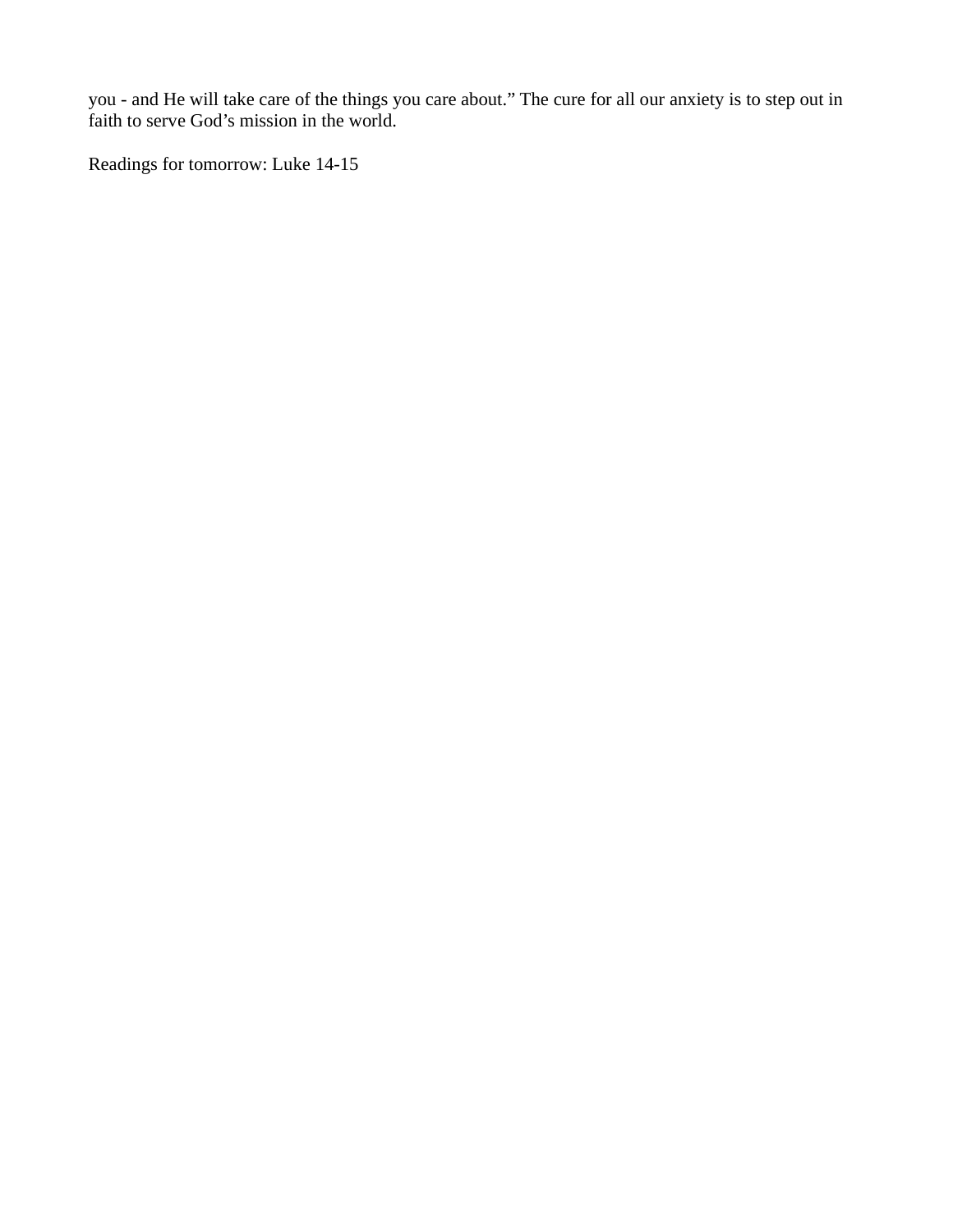you - and He will take care of the things you care about." The cure for all our anxiety is to step out in faith to serve God's mission in the world.

Readings for tomorrow: Luke 14-15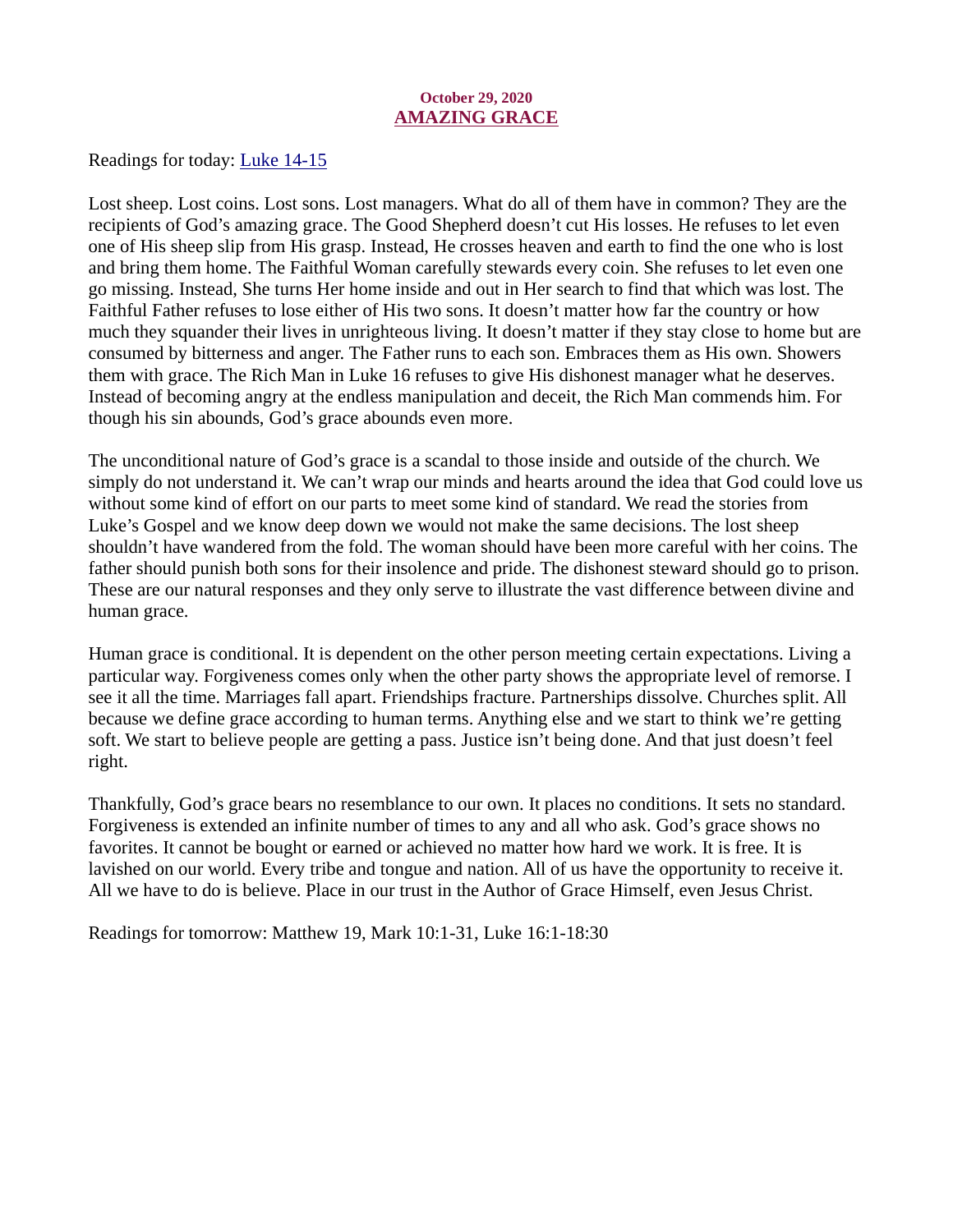**October 29, 2020**

## AMAZING GRACE

Readings for today: Luke 14-15

Lost sheep. Lost coins. Lost sons. Lost managers. What do all of them have in common? They are the recipients of God's amazing grace. The Good Shepherd doesn't cut His losses. He refuses to let even one of His sheep slip from His grasp. Instead, He crosses heaven and earth to find the one who is lost and bring them home. The Faithful Woman carefully stewards every coin. She refuses to let even one go missing. Instead, She turns Her home inside and out in Her search to find that which was lost. The Faithful Father refuses to lose either of His two sons. It doesn't matter how far the country or how much they squander their lives in unrighteous living. It doesn't matter if they stay close to home but are consumed by bitterness and anger. The Father runs to each son. Embraces them as His own. Showers them with grace. The Rich Man in Luke 16 refuses to give His dishonest manager what he deserves. Instead of becoming angry at the endless manipulation and deceit, the Rich Man commends him. For though his sin abounds, God's grace abounds even more.

The unconditional nature of God's grace is a scandal to those inside and outside of the church. We simply do not understand it. We can't wrap our minds and hearts around the idea that God could love us without some kind of effort on our parts to meet some kind of standard. We read the stories from Luke's Gospel and we know deep down we would not make the same decisions. The lost sheep shouldn't have wandered from the fold. The woman should have been more careful with her coins. The father should punish both sons for their insolence and pride. The dishonest steward should go to prison. These are our natural responses and they only serve to illustrate the vast difference between divine and human grace.

Human grace is conditional. It is dependent on the other person meeting certain expectations. Living a particular way. Forgiveness comes only when the other party shows the appropriate level of remorse. I see it all the time. Marriages fall apart. Friendships fracture. Partnerships dissolve. Churches split. All because we define grace according to human terms. Anything else and we start to think we're getting soft. We start to believe people are getting a pass. Justice isn't being done. And that just doesn't feel right.

Thankfully, God's grace bears no resemblance to our own. It places no conditions. It sets no standard. Forgiveness is extended an infinite number of times to any and all who ask. God's grace shows no favorites. It cannot be bought or earned or achieved no matter how hard we work. It is free. It is lavished on our world. Every tribe and tongue and nation. All of us have the opportunity to receive it. All we have to do is believe. Place in our trust in the Author of Grace Himself, even Jesus Christ.

Readings for tomorrow: Matthew 19, Mark 10:1-31, Luke 16:1-18:30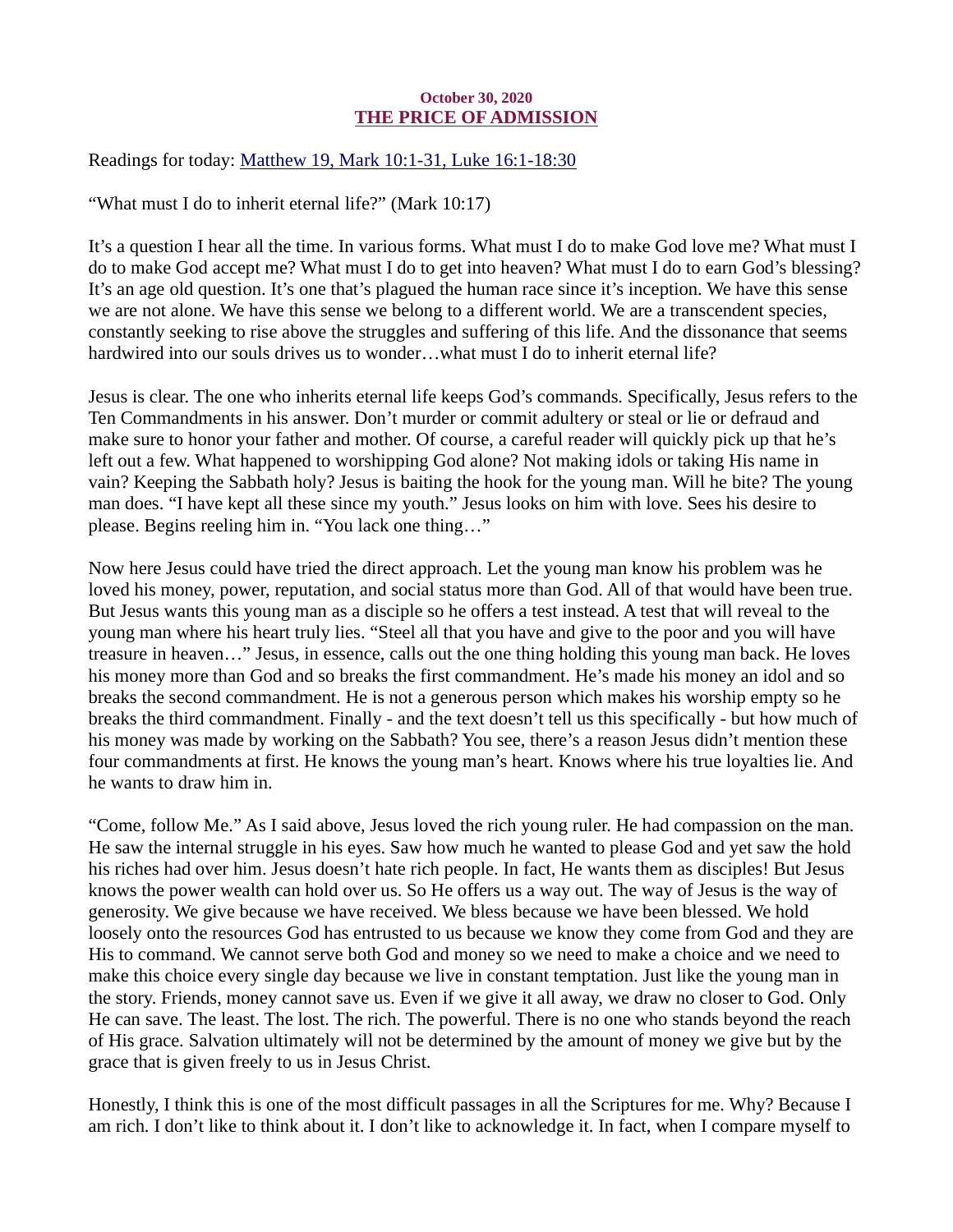October 30, 2020

## THE PRICE OF ADMISSION

Readings for today: [Matthew 19, Mark 10:1-31, Luke 16:1-18:30]

"What must I do to inherit eternal life?" (Mark 10:17)

It's a question I hear all the time. In various forms. What must I do to make God love me? What must I do to make God accept me? What must I do to get into heaven? What must I do to earn God's blessing? It's an age old question. It's one that's plagued the human race since it's inception. We have this sense we are not alone. We have this sense we belong to a different world. We are a transcendent species, constantly seeking to rise above the struggles and suffering of this life. And the dissonance that seems hardwired into our souls drives us to wonder…what must I do to inherit eternal life?

Jesus is clear. The one who inherits eternal life keeps God's commands. Specifically, Jesus refers to the Ten Commandments in his answer. Don't murder or commit adultery or steal or lie or defraud and make sure to honor your father and mother. Of course, a careful reader will quickly pick up that he's left out a few. What happened to worshipping God alone? Not making idols or taking His name in vain? Keeping the Sabbath holy? Jesus is baiting the hook for the young man. Will he bite? The young man does. "I have kept all these since my youth." Jesus looks on him with love. Sees his desire to please. Begins reeling him in. "You lack one thing…"

Now here Jesus could have tried the direct approach. Let the young man know his problem was he loved his money, power, reputation, and social status more than God. All of that would have been true. But Jesus wants this young man as a disciple so he offers a test instead. A test that will reveal to the young man where his heart truly lies. "Steel all that you have and give to the poor and you will have treasure in heaven…" Jesus, in essence, calls out the one thing holding this young man back. He loves his money more than God and so breaks the first commandment. He's made his money an idol and so breaks the second commandment. He is not a generous person which makes his worship empty so he breaks the third commandment. Finally - and the text doesn't tell us this specifically - but how much of his money was made by working on the Sabbath? You see, there's a reason Jesus didn't mention these four commandments at first. He knows the young man's heart. Knows where his true loyalties lie. And he wants to draw him in.

"Come, follow Me." As I said above, Jesus loved the rich young ruler. He had compassion on the man. He saw the internal struggle in his eyes. Saw how much he wanted to please God and yet saw the hold his riches had over him. Jesus doesn't hate rich people. In fact, He wants them as disciples! But Jesus knows the power wealth can hold over us. So He offers us a way out. The way of Jesus is the way of generosity. We give because we have received. We bless because we have been blessed. We hold loosely onto the resources God has entrusted to us because we know they come from God and they are His to command. We cannot serve both God and money so we need to make a choice and we need to make this choice every single day because we live in constant temptation. Just like the young man in the story. Friends, money cannot save us. Even if we give it all away, we draw no closer to God. Only He can save. The least. The lost. The rich. The powerful. There is no one who stands beyond the reach of His grace. Salvation ultimately will not be determined by the amount of money we give but by the grace that is given freely to us in Jesus Christ.

Honestly, I think this is one of the most difficult passages in all the Scriptures for me. Why? Because I am rich. I don't like to think about it. I don't like to acknowledge it. In fact, when I compare myself to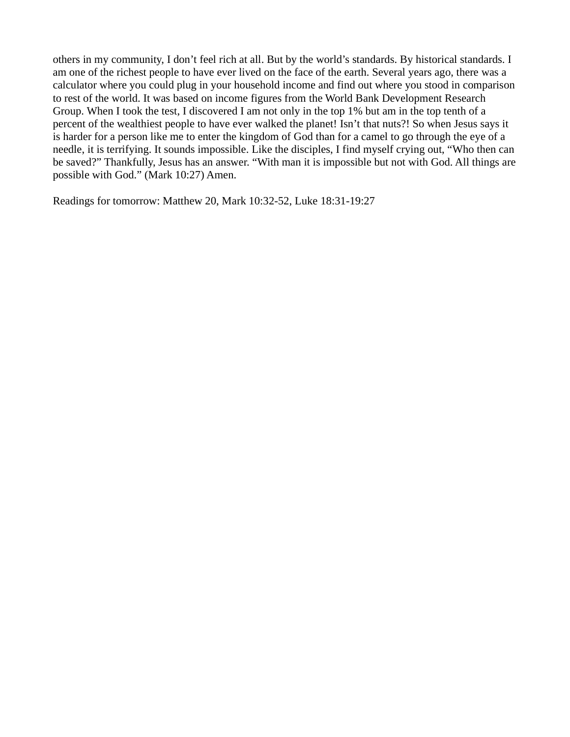others in my community, I don't feel rich at all. But by the world's standards. By historical standards. I am one of the richest people to have ever lived on the face of the earth. Several years ago, there was a calculator where you could plug in your household income and find out where you stood in comparison to rest of the world. It was based on income figures from the World Bank Development Research Group. When I took the test, I discovered I am not only in the top 1% but am in the top tenth of a percent of the wealthiest people to have ever walked the planet! Isn't that nuts?! So when Jesus says it is harder for a person like me to enter the kingdom of God than for a camel to go through the eye of a needle, it is terrifying. It sounds impossible. Like the disciples, I find myself crying out, "Who then can be saved?" Thankfully, Jesus has an answer. "With man it is impossible but not with God. All things are possible with God." (Mark 10:27) Amen.

Readings for tomorrow: Matthew 20, Mark 10:32-52, Luke 18:31-19:27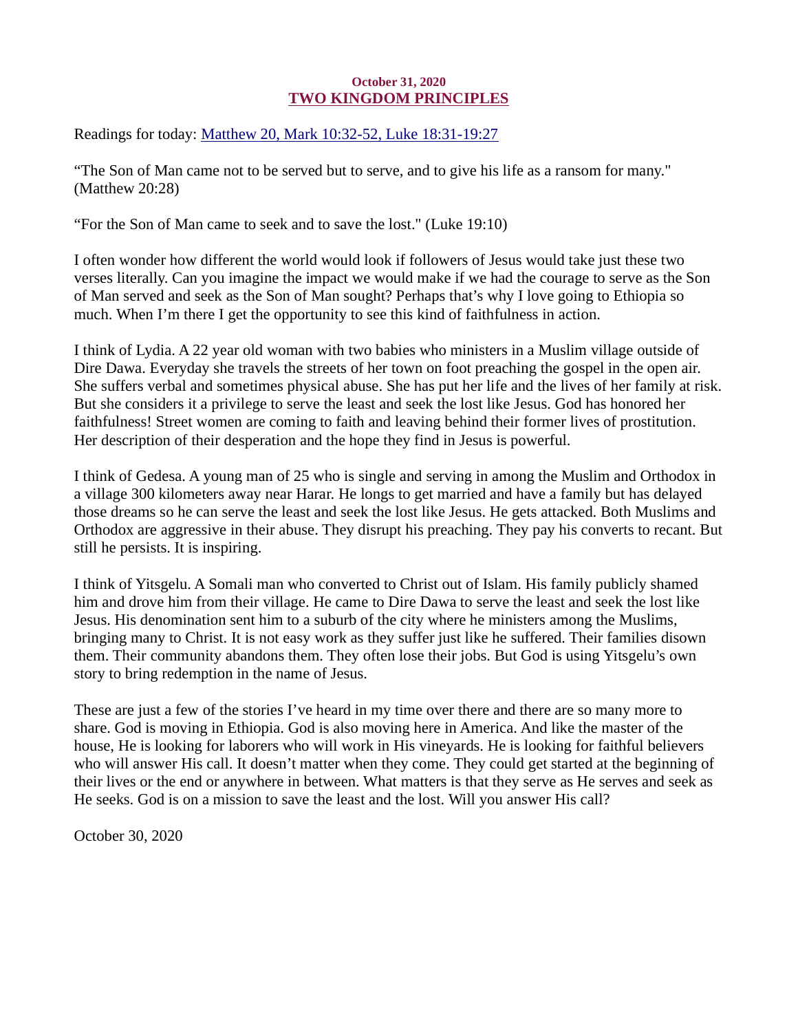October 31, 2020

## TWO KINGDOM PRINCIPLES

Readings for today: [Matthew 20, Mark 10:32-52, Luke 18:31-19:27]

“The Son of Man came not to be served but to serve, and to give his life as a ransom for many." (Matthew 20:28)

“For the Son of Man came to seek and to save the lost." (Luke 19:10)

I often wonder how different the world would look if followers of Jesus would take just these two verses literally. Can you imagine the impact we would make if we had the courage to serve as the Son of Man served and seek as the Son of Man sought? Perhaps that’s why I love going to Ethiopia so much. When I’m there I get the opportunity to see this kind of faithfulness in action.

I think of Lydia. A 22 year old woman with two babies who ministers in a Muslim village outside of Dire Dawa. Everyday she travels the streets of her town on foot preaching the gospel in the open air. She suffers verbal and sometimes physical abuse. She has put her life and the lives of her family at risk. But she considers it a privilege to serve the least and seek the lost like Jesus. God has honored her faithfulness! Street women are coming to faith and leaving behind their former lives of prostitution. Her description of their desperation and the hope they find in Jesus is powerful.

I think of Gedesa. A young man of 25 who is single and serving in among the Muslim and Orthodox in a village 300 kilometers away near Harar. He longs to get married and have a family but has delayed those dreams so he can serve the least and seek the lost like Jesus. He gets attacked. Both Muslims and Orthodox are aggressive in their abuse. They disrupt his preaching. They pay his converts to recant. But still he persists. It is inspiring.

I think of Yitsgelu. A Somali man who converted to Christ out of Islam. His family publicly shamed him and drove him from their village. He came to Dire Dawa to serve the least and seek the lost like Jesus. His denomination sent him to a suburb of the city where he ministers among the Muslims, bringing many to Christ. It is not easy work as they suffer just like he suffered. Their families disown them. Their community abandons them. They often lose their jobs. But God is using Yitsgelu’s own story to bring redemption in the name of Jesus.

These are just a few of the stories I’ve heard in my time over there and there are so many more to share. God is moving in Ethiopia. God is also moving here in America. And like the master of the house, He is looking for laborers who will work in His vineyards. He is looking for faithful believers who will answer His call. It doesn’t matter when they come. They could get started at the beginning of their lives or the end or anywhere in between. What matters is that they serve as He serves and seek as He seeks. God is on a mission to save the least and the lost. Will you answer His call?

October 30, 2020